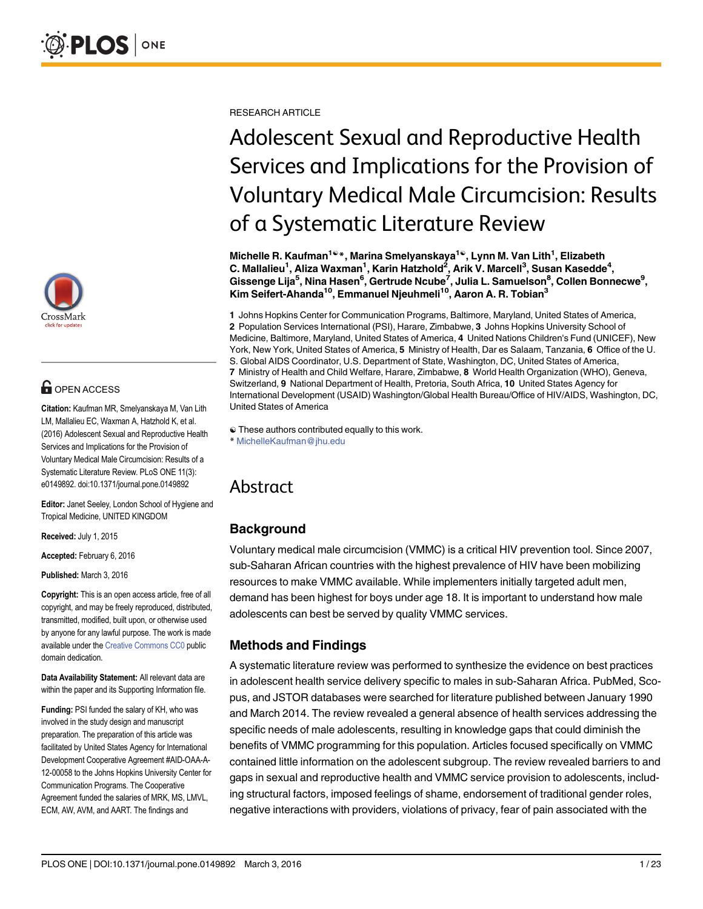RESEARCH ARTICLE

# Adolescent Sexual and Reproductive Health Services and Implications for the Provision of Voluntary Medical Male Circumcision: Results of a Systematic Literature Review

**Michelle R. Kaufman[1☯]\*, Marina Smelyanskaya[1☯], Lynn M. Van Lith[1], Elizabeth C. Mallalieu[1], Aliza Waxman[1], Karin Hatzhold[2], Arik V. Marcell[3], Susan Kasedde[4], Gissenge Lija[5], Nina Hasen[6], Gertrude Ncube[7], Julia L. Samuelson[8], Collen Bonnecwe[9], Kim Seifert-Ahanda[10], Emmanuel Njeuhmeli[10], Aaron A. R. Tobian[3]**

**1** Johns Hopkins Center for Communication Programs, Baltimore, Maryland, United States of America, **2** Population Services International (PSI), Harare, Zimbabwe, **3** Johns Hopkins University School of Medicine, Baltimore, Maryland, United States of America, **4** United Nations Children's Fund (UNICEF), New York, New York, United States of America, **5** Ministry of Health, Dar es Salaam, Tanzania, **6** Office of the U. S. Global AIDS Coordinator, U.S. Department of State, Washington, DC, United States of America, **7** Ministry of Health and Child Welfare, Harare, Zimbabwe, **8** World Health Organization (WHO), Geneva, Switzerland, **9** National Department of Health, Pretoria, South Africa, **10** United States Agency for International Development (USAID) Washington/Global Health Bureau/Office of HIV/AIDS, Washington, DC, United States of America

☯ These authors contributed equally to this work.
\* MichelleKaufman@jhu.edu

OPEN ACCESS

**Citation:** Kaufman MR, Smelyanskaya M, Van Lith LM, Mallalieu EC, Waxman A, Hatzhold K, et al. (2016) Adolescent Sexual and Reproductive Health Services and Implications for the Provision of Voluntary Medical Male Circumcision: Results of a Systematic Literature Review. PLoS ONE 11(3): e0149892. doi:10.1371/journal.pone.0149892

**Editor:** Janet Seeley, London School of Hygiene and Tropical Medicine, UNITED KINGDOM

**Received:** July 1, 2015

**Accepted:** February 6, 2016

**Published:** March 3, 2016

**Copyright:** This is an open access article, free of all copyright, and may be freely reproduced, distributed, transmitted, modified, built upon, or otherwise used by anyone for any lawful purpose. The work is made available under the Creative Commons CC0 public domain dedication.

**Data Availability Statement:** All relevant data are within the paper and its Supporting Information file.

**Funding:** PSI funded the salary of KH, who was involved in the study design and manuscript preparation. The preparation of this article was facilitated by United States Agency for International Development Cooperative Agreement #AID-OAA-A-12-00058 to the Johns Hopkins University Center for Communication Programs. The Cooperative Agreement funded the salaries of MRK, MS, LMVL, ECM, AW, AVM, and AART. The findings and

## Abstract

### Background

Voluntary medical male circumcision (VMMC) is a critical HIV prevention tool. Since 2007, sub-Saharan African countries with the highest prevalence of HIV have been mobilizing resources to make VMMC available. While implementers initially targeted adult men, demand has been highest for boys under age 18. It is important to understand how male adolescents can best be served by quality VMMC services.

### Methods and Findings

A systematic literature review was performed to synthesize the evidence on best practices in adolescent health service delivery specific to males in sub-Saharan Africa. PubMed, Scopus, and JSTOR databases were searched for literature published between January 1990 and March 2014. The review revealed a general absence of health services addressing the specific needs of male adolescents, resulting in knowledge gaps that could diminish the benefits of VMMC programming for this population. Articles focused specifically on VMMC contained little information on the adolescent subgroup. The review revealed barriers to and gaps in sexual and reproductive health and VMMC service provision to adolescents, including structural factors, imposed feelings of shame, endorsement of traditional gender roles, negative interactions with providers, violations of privacy, fear of pain associated with the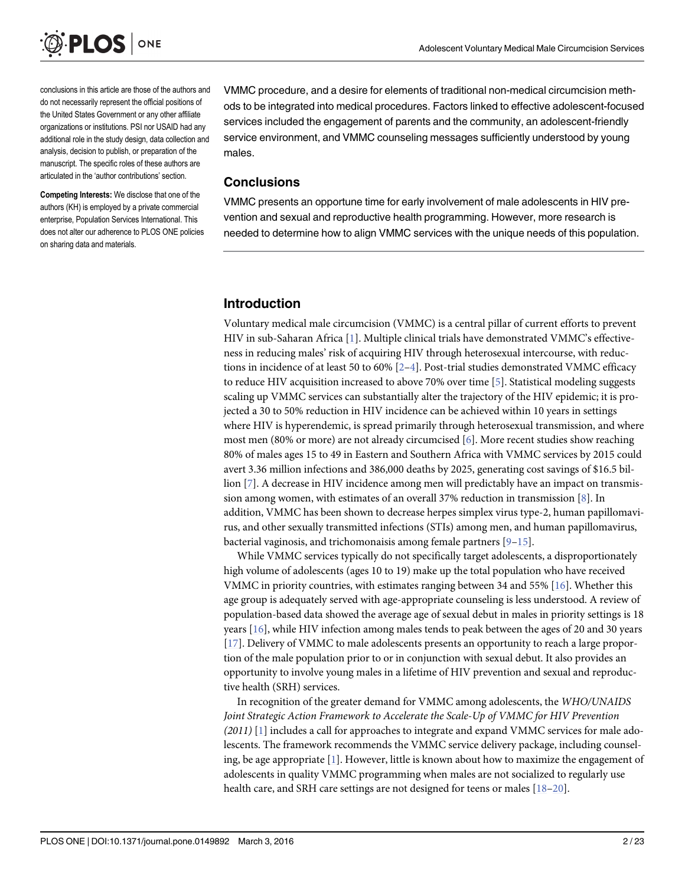conclusions in this article are those of the authors and do not necessarily represent the official positions of the United States Government or any other affiliate organizations or institutions. PSI nor USAID had any additional role in the study design, data collection and analysis, decision to publish, or preparation of the manuscript. The specific roles of these authors are articulated in the 'author contributions' section.

**Competing Interests:** We disclose that one of the authors (KH) is employed by a private commercial enterprise, Population Services International. This does not alter our adherence to PLOS ONE policies on sharing data and materials.

VMMC procedure, and a desire for elements of traditional non-medical circumcision methods to be integrated into medical procedures. Factors linked to effective adolescent-focused services included the engagement of parents and the community, an adolescent-friendly service environment, and VMMC counseling messages sufficiently understood by young males.

## Conclusions

VMMC presents an opportune time for early involvement of male adolescents in HIV prevention and sexual and reproductive health programming. However, more research is needed to determine how to align VMMC services with the unique needs of this population.

## Introduction

Voluntary medical male circumcision (VMMC) is a central pillar of current efforts to prevent HIV in sub-Saharan Africa [1]. Multiple clinical trials have demonstrated VMMC's effectiveness in reducing males' risk of acquiring HIV through heterosexual intercourse, with reductions in incidence of at least 50 to 60% [2–4]. Post-trial studies demonstrated VMMC efficacy to reduce HIV acquisition increased to above 70% over time [5]. Statistical modeling suggests scaling up VMMC services can substantially alter the trajectory of the HIV epidemic; it is projected a 30 to 50% reduction in HIV incidence can be achieved within 10 years in settings where HIV is hyperendemic, is spread primarily through heterosexual transmission, and where most men (80% or more) are not already circumcised [6]. More recent studies show reaching 80% of males ages 15 to 49 in Eastern and Southern Africa with VMMC services by 2015 could avert 3.36 million infections and 386,000 deaths by 2025, generating cost savings of $16.5 billion [7]. A decrease in HIV incidence among men will predictably have an impact on transmission among women, with estimates of an overall 37% reduction in transmission [8]. In addition, VMMC has been shown to decrease herpes simplex virus type-2, human papillomavirus, and other sexually transmitted infections (STIs) among men, and human papillomavirus, bacterial vaginosis, and trichomonaisis among female partners [9–15].

While VMMC services typically do not specifically target adolescents, a disproportionately high volume of adolescents (ages 10 to 19) make up the total population who have received VMMC in priority countries, with estimates ranging between 34 and 55% [16]. Whether this age group is adequately served with age-appropriate counseling is less understood. A review of population-based data showed the average age of sexual debut in males in priority settings is 18 years [16], while HIV infection among males tends to peak between the ages of 20 and 30 years [17]. Delivery of VMMC to male adolescents presents an opportunity to reach a large proportion of the male population prior to or in conjunction with sexual debut. It also provides an opportunity to involve young males in a lifetime of HIV prevention and sexual and reproductive health (SRH) services.

In recognition of the greater demand for VMMC among adolescents, the *WHO/UNAIDS Joint Strategic Action Framework to Accelerate the Scale-Up of VMMC for HIV Prevention (2011)* [1] includes a call for approaches to integrate and expand VMMC services for male adolescents. The framework recommends the VMMC service delivery package, including counseling, be age appropriate [1]. However, little is known about how to maximize the engagement of adolescents in quality VMMC programming when males are not socialized to regularly use health care, and SRH care settings are not designed for teens or males [18–20].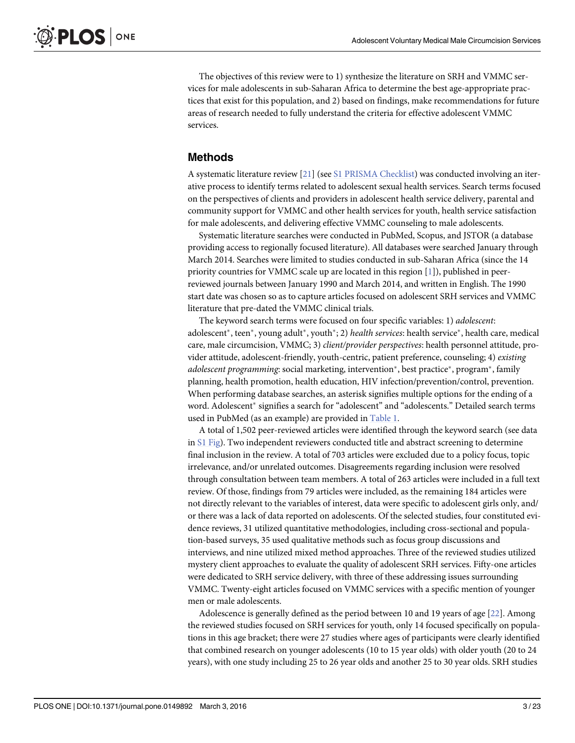The objectives of this review were to 1) synthesize the literature on SRH and VMMC services for male adolescents in sub-Saharan Africa to determine the best age-appropriate practices that exist for this population, and 2) based on findings, make recommendations for future areas of research needed to fully understand the criteria for effective adolescent VMMC services.

## Methods

A systematic literature review [21] (see S1 PRISMA Checklist) was conducted involving an iterative process to identify terms related to adolescent sexual health services. Search terms focused on the perspectives of clients and providers in adolescent health service delivery, parental and community support for VMMC and other health services for youth, health service satisfaction for male adolescents, and delivering effective VMMC counseling to male adolescents.

Systematic literature searches were conducted in PubMed, Scopus, and JSTOR (a database providing access to regionally focused literature). All databases were searched January through March 2014. Searches were limited to studies conducted in sub-Saharan Africa (since the 14 priority countries for VMMC scale up are located in this region [1]), published in peer-reviewed journals between January 1990 and March 2014, and written in English. The 1990 start date was chosen so as to capture articles focused on adolescent SRH services and VMMC literature that pre-dated the VMMC clinical trials.

The keyword search terms were focused on four specific variables: 1) *adolescent*: adolescent*, teen*, young adult*, youth*; 2) *health services*: health service*, health care, medical care, male circumcision, VMMC; 3) *client/provider perspectives*: health personnel attitude, provider attitude, adolescent-friendly, youth-centric, patient preference, counseling; 4) *existing adolescent programming*: social marketing, intervention*, best practice*, program*, family planning, health promotion, health education, HIV infection/prevention/control, prevention. When performing database searches, an asterisk signifies multiple options for the ending of a word. Adolescent* signifies a search for "adolescent" and "adolescents." Detailed search terms used in PubMed (as an example) are provided in Table 1.

A total of 1,502 peer-reviewed articles were identified through the keyword search (see data in S1 Fig). Two independent reviewers conducted title and abstract screening to determine final inclusion in the review. A total of 703 articles were excluded due to a policy focus, topic irrelevance, and/or unrelated outcomes. Disagreements regarding inclusion were resolved through consultation between team members. A total of 263 articles were included in a full text review. Of those, findings from 79 articles were included, as the remaining 184 articles were not directly relevant to the variables of interest, data were specific to adolescent girls only, and/or there was a lack of data reported on adolescents. Of the selected studies, four constituted evidence reviews, 31 utilized quantitative methodologies, including cross-sectional and population-based surveys, 35 used qualitative methods such as focus group discussions and interviews, and nine utilized mixed method approaches. Three of the reviewed studies utilized mystery client approaches to evaluate the quality of adolescent SRH services. Fifty-one articles were dedicated to SRH service delivery, with three of these addressing issues surrounding VMMC. Twenty-eight articles focused on VMMC services with a specific mention of younger men or male adolescents.

Adolescence is generally defined as the period between 10 and 19 years of age [22]. Among the reviewed studies focused on SRH services for youth, only 14 focused specifically on populations in this age bracket; there were 27 studies where ages of participants were clearly identified that combined research on younger adolescents (10 to 15 year olds) with older youth (20 to 24 years), with one study including 25 to 26 year olds and another 25 to 30 year olds. SRH studies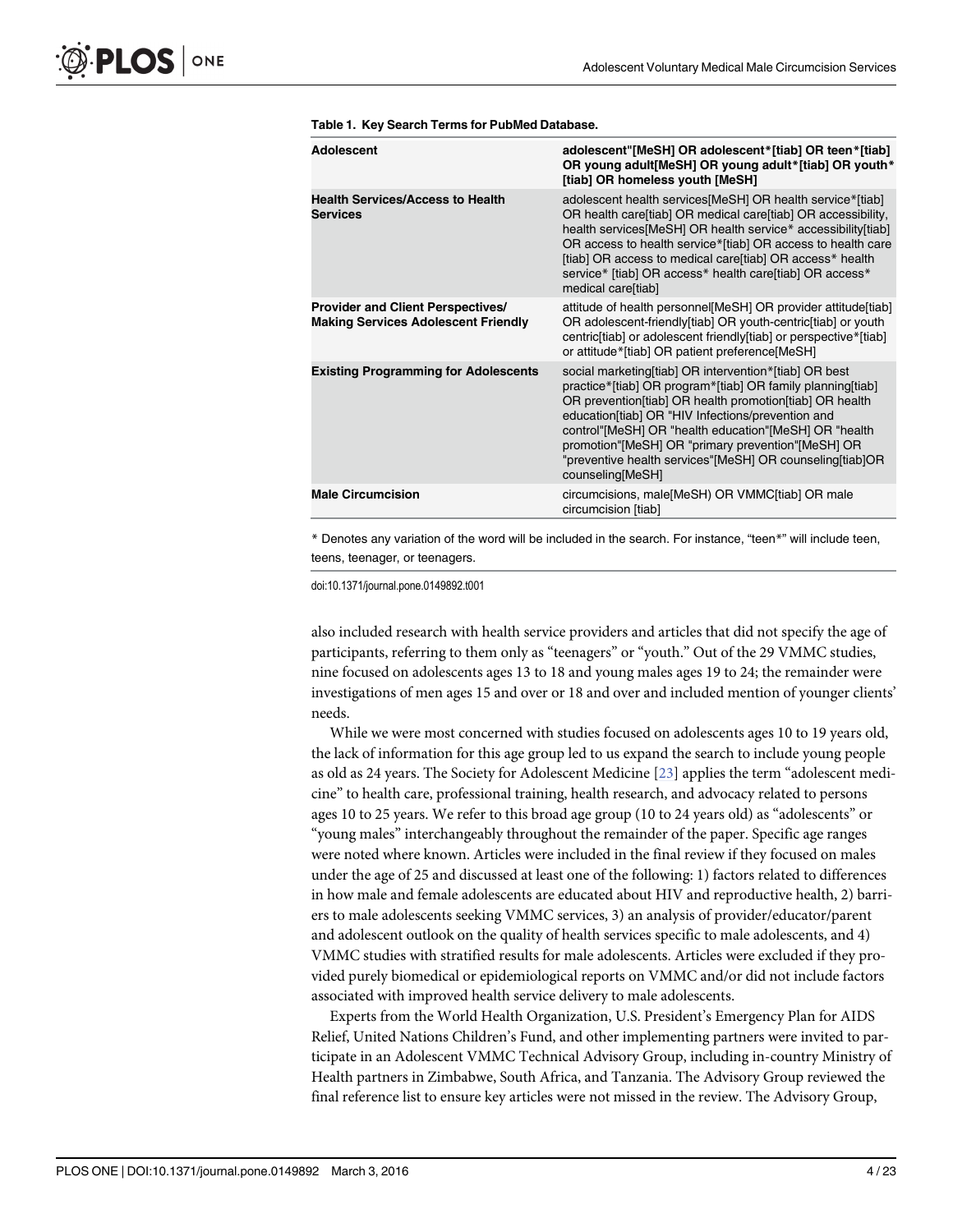Table 1. Key Search Terms for PubMed Database.

| Adolescent | adolescent"[MeSH] OR adolescent*[tiab] OR teen*[tiab] OR young adult[MeSH] OR young adult*[tiab] OR youth*[tiab] OR homeless youth [MeSH] |
|---|---|
| Health Services/Access to Health Services | adolescent health services[MeSH] OR health service*[tiab] OR health care[tiab] OR medical care[tiab] OR accessibility, health services[MeSH] OR health service* accessibility[tiab] OR access to health service*[tiab] OR access to health care [tiab] OR access to medical care[tiab] OR access* health service* [tiab] OR access* health care[tiab] OR access* medical care[tiab] |
| Provider and Client Perspectives/ Making Services Adolescent Friendly | attitude of health personnel[MeSH] OR provider attitude[tiab] OR adolescent-friendly[tiab] OR youth-centric[tiab] or youth centric[tiab] or adolescent friendly[tiab] or perspective*[tiab] or attitude*[tiab] OR patient preference[MeSH] |
| Existing Programming for Adolescents | social marketing[tiab] OR intervention*[tiab] OR best practice*[tiab] OR program*[tiab] OR family planning[tiab] OR prevention[tiab] OR health promotion[tiab] OR health education[tiab] OR "HIV Infections/prevention and control"[MeSH] OR "health education"[MeSH] OR "health promotion"[MeSH] OR "primary prevention"[MeSH] OR "preventive health services"[MeSH] OR counseling[tiab]OR counseling[MeSH] |
| Male Circumcision | circumcisions, male[MeSH) OR VMMC[tiab] OR male circumcision [tiab] |

* Denotes any variation of the word will be included in the search. For instance, "teen*" will include teen, teens, teenager, or teenagers.

doi:10.1371/journal.pone.0149892.t001

also included research with health service providers and articles that did not specify the age of participants, referring to them only as "teenagers" or "youth." Out of the 29 VMMC studies, nine focused on adolescents ages 13 to 18 and young males ages 19 to 24; the remainder were investigations of men ages 15 and over or 18 and over and included mention of younger clients' needs.

While we were most concerned with studies focused on adolescents ages 10 to 19 years old, the lack of information for this age group led to us expand the search to include young people as old as 24 years. The Society for Adolescent Medicine [23] applies the term "adolescent medicine" to health care, professional training, health research, and advocacy related to persons ages 10 to 25 years. We refer to this broad age group (10 to 24 years old) as "adolescents" or "young males" interchangeably throughout the remainder of the paper. Specific age ranges were noted where known. Articles were included in the final review if they focused on males under the age of 25 and discussed at least one of the following: 1) factors related to differences in how male and female adolescents are educated about HIV and reproductive health, 2) barriers to male adolescents seeking VMMC services, 3) an analysis of provider/educator/parent and adolescent outlook on the quality of health services specific to male adolescents, and 4) VMMC studies with stratified results for male adolescents. Articles were excluded if they provided purely biomedical or epidemiological reports on VMMC and/or did not include factors associated with improved health service delivery to male adolescents.

Experts from the World Health Organization, U.S. President's Emergency Plan for AIDS Relief, United Nations Children's Fund, and other implementing partners were invited to participate in an Adolescent VMMC Technical Advisory Group, including in-country Ministry of Health partners in Zimbabwe, South Africa, and Tanzania. The Advisory Group reviewed the final reference list to ensure key articles were not missed in the review. The Advisory Group,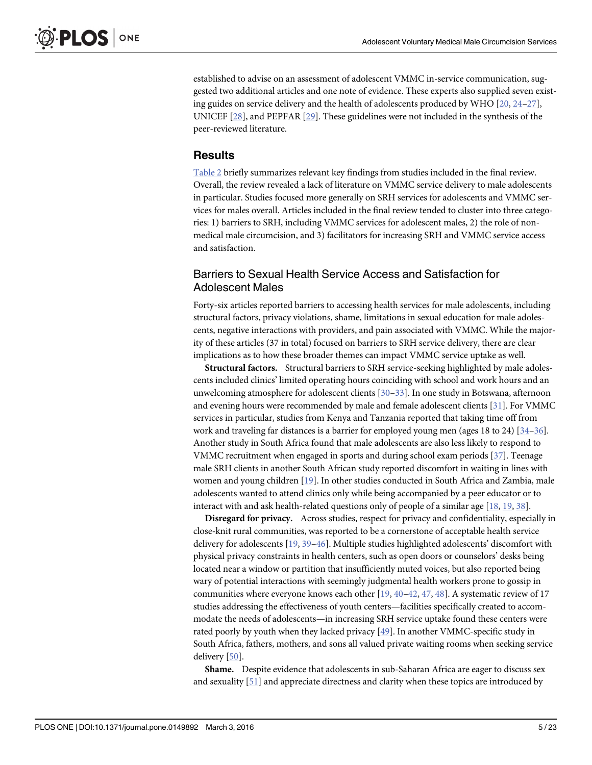established to advise on an assessment of adolescent VMMC in-service communication, suggested two additional articles and one note of evidence. These experts also supplied seven existing guides on service delivery and the health of adolescents produced by WHO [20, 24–27], UNICEF [28], and PEPFAR [29]. These guidelines were not included in the synthesis of the peer-reviewed literature.

## Results

Table 2 briefly summarizes relevant key findings from studies included in the final review. Overall, the review revealed a lack of literature on VMMC service delivery to male adolescents in particular. Studies focused more generally on SRH services for adolescents and VMMC services for males overall. Articles included in the final review tended to cluster into three categories: 1) barriers to SRH, including VMMC services for adolescent males, 2) the role of non-medical male circumcision, and 3) facilitators for increasing SRH and VMMC service access and satisfaction.

### Barriers to Sexual Health Service Access and Satisfaction for Adolescent Males

Forty-six articles reported barriers to accessing health services for male adolescents, including structural factors, privacy violations, shame, limitations in sexual education for male adolescents, negative interactions with providers, and pain associated with VMMC. While the majority of these articles (37 in total) focused on barriers to SRH service delivery, there are clear implications as to how these broader themes can impact VMMC service uptake as well.

**Structural factors.** Structural barriers to SRH service-seeking highlighted by male adolescents included clinics' limited operating hours coinciding with school and work hours and an unwelcoming atmosphere for adolescent clients [30–33]. In one study in Botswana, afternoon and evening hours were recommended by male and female adolescent clients [31]. For VMMC services in particular, studies from Kenya and Tanzania reported that taking time off from work and traveling far distances is a barrier for employed young men (ages 18 to 24) [34–36]. Another study in South Africa found that male adolescents are also less likely to respond to VMMC recruitment when engaged in sports and during school exam periods [37]. Teenage male SRH clients in another South African study reported discomfort in waiting in lines with women and young children [19]. In other studies conducted in South Africa and Zambia, male adolescents wanted to attend clinics only while being accompanied by a peer educator or to interact with and ask health-related questions only of people of a similar age [18, 19, 38].

**Disregard for privacy.** Across studies, respect for privacy and confidentiality, especially in close-knit rural communities, was reported to be a cornerstone of acceptable health service delivery for adolescents [19, 39–46]. Multiple studies highlighted adolescents' discomfort with physical privacy constraints in health centers, such as open doors or counselors' desks being located near a window or partition that insufficiently muted voices, but also reported being wary of potential interactions with seemingly judgmental health workers prone to gossip in communities where everyone knows each other [19, 40–42, 47, 48]. A systematic review of 17 studies addressing the effectiveness of youth centers—facilities specifically created to accommodate the needs of adolescents—in increasing SRH service uptake found these centers were rated poorly by youth when they lacked privacy [49]. In another VMMC-specific study in South Africa, fathers, mothers, and sons all valued private waiting rooms when seeking service delivery [50].

**Shame.** Despite evidence that adolescents in sub-Saharan Africa are eager to discuss sex and sexuality [51] and appreciate directness and clarity when these topics are introduced by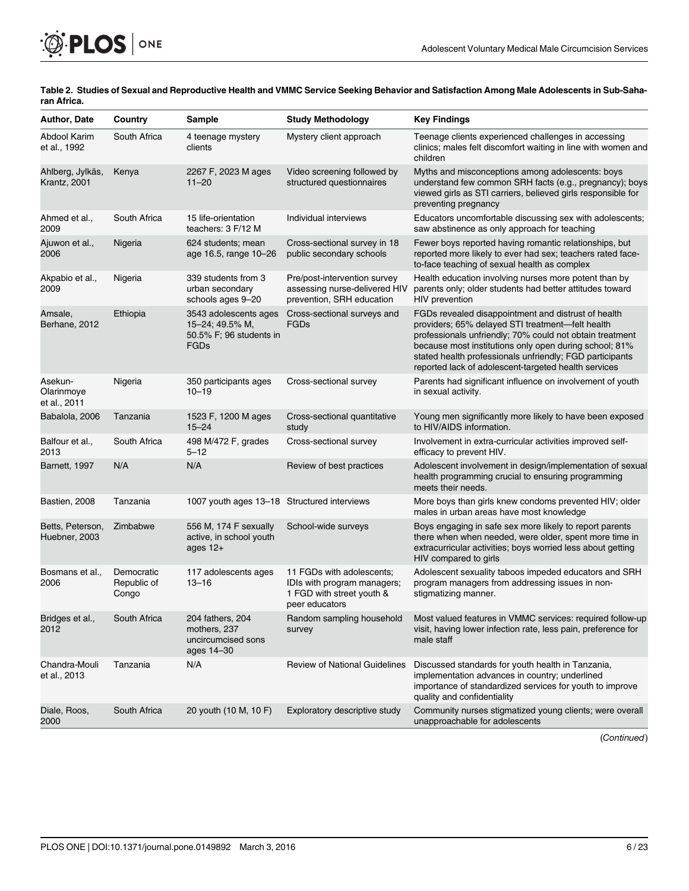**Table 2. Studies of Sexual and Reproductive Health and VMMC Service Seeking Behavior and Satisfaction Among Male Adolescents in Sub-Saharan Africa.**

| Author, Date | Country | Sample | Study Methodology | Key Findings |
|---|---|---|---|---|
| Abdool Karim et al., 1992 | South Africa | 4 teenage mystery clients | Mystery client approach | Teenage clients experienced challenges in accessing clinics; males felt discomfort waiting in line with women and children |
| Ahlberg, Jylkäs, Krantz, 2001 | Kenya | 2267 F, 2023 M ages 11–20 | Video screening followed by structured questionnaires | Myths and misconceptions among adolescents: boys understand few common SRH facts (e.g., pregnancy); boys viewed girls as STI carriers, believed girls responsible for preventing pregnancy |
| Ahmed et al., 2009 | South Africa | 15 life-orientation teachers: 3 F/12 M | Individual interviews | Educators uncomfortable discussing sex with adolescents; saw abstinence as only approach for teaching |
| Ajuwon et al., 2006 | Nigeria | 624 students; mean age 16.5, range 10–26 | Cross-sectional survey in 18 public secondary schools | Fewer boys reported having romantic relationships, but reported more likely to ever had sex; teachers rated face-to-face teaching of sexual health as complex |
| Akpabio et al., 2009 | Nigeria | 339 students from 3 urban secondary schools ages 9–20 | Pre/post-intervention survey assessing nurse-delivered HIV prevention, SRH education | Health education involving nurses more potent than by parents only; older students had better attitudes toward HIV prevention |
| Amsale, Berhane, 2012 | Ethiopia | 3543 adolescents ages 15–24; 49.5% M, 50.5% F; 96 students in FGDs | Cross-sectional surveys and FGDs | FGDs revealed disappointment and distrust of health providers; 65% delayed STI treatment—felt health professionals unfriendly; 70% could not obtain treatment because most institutions only open during school; 81% stated health professionals unfriendly; FGD participants reported lack of adolescent-targeted health services |
| Asekun-Olarinmoye et al., 2011 | Nigeria | 350 participants ages 10–19 | Cross-sectional survey | Parents had significant influence on involvement of youth in sexual activity. |
| Babalola, 2006 | Tanzania | 1523 F, 1200 M ages 15–24 | Cross-sectional quantitative study | Young men significantly more likely to have been exposed to HIV/AIDS information. |
| Balfour et al., 2013 | South Africa | 498 M/472 F, grades 5–12 | Cross-sectional survey | Involvement in extra-curricular activities improved self-efficacy to prevent HIV. |
| Barnett, 1997 | N/A | N/A | Review of best practices | Adolescent involvement in design/implementation of sexual health programming crucial to ensuring programming meets their needs. |
| Bastien, 2008 | Tanzania | 1007 youth ages 13–18 | Structured interviews | More boys than girls knew condoms prevented HIV; older males in urban areas have most knowledge |
| Betts, Peterson, Huebner, 2003 | Zimbabwe | 556 M, 174 F sexually active, in school youth ages 12+ | School-wide surveys | Boys engaging in safe sex more likely to report parents there when needed, were older, spent more time in extracurricular activities; boys worried less about getting HIV compared to girls |
| Bosmans et al., 2006 | Democratic Republic of Congo | 117 adolescents ages 13–16 | 11 FGDs with adolescents; IDIs with program managers; 1 FGD with street youth & peer educators | Adolescent sexuality taboos impeded educators and SRH program managers from addressing issues in non-stigmatizing manner. |
| Bridges et al., 2012 | South Africa | 204 fathers, 204 mothers, 237 uncircumcised sons ages 14–30 | Random sampling household survey | Most valued features in VMMC services: required follow-up visit, having lower infection rate, less pain, preference for male staff |
| Chandra-Mouli et al., 2013 | Tanzania | N/A | Review of National Guidelines | Discussed standards for youth health in Tanzania, implementation advances in country; underlined importance of standardized services for youth to improve quality and confidentiality |
| Diale, Roos, 2000 | South Africa | 20 youth (10 M, 10 F) | Exploratory descriptive study | Community nurses stigmatized young clients; were overall unapproachable for adolescents |

(Continued)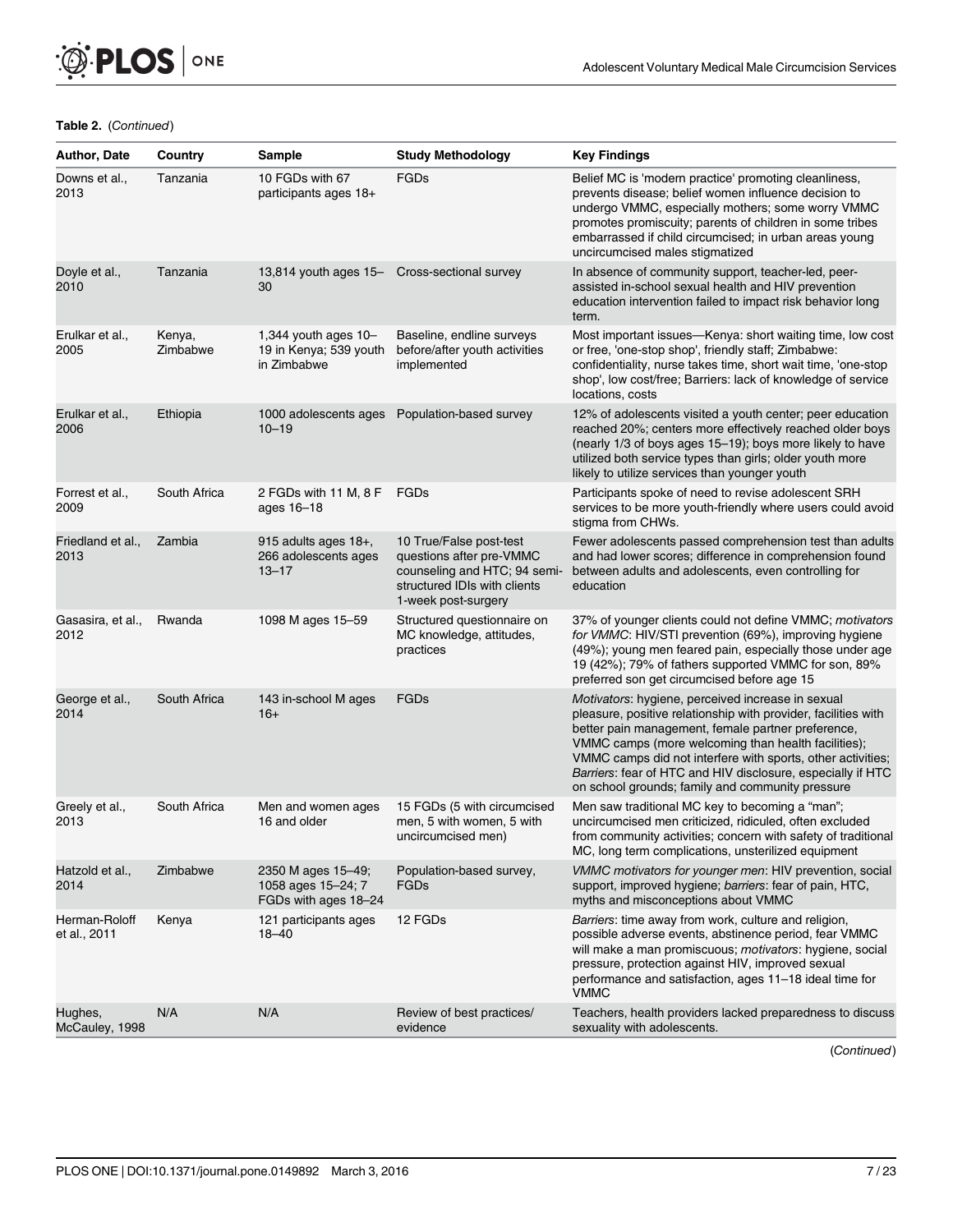**Table 2.** (*Continued*)

| Author, Date | Country | Sample | Study Methodology | Key Findings |
|---|---|---|---|---|
| Downs et al., 2013 | Tanzania | 10 FGDs with 67 participants ages 18+ | FGDs | Belief MC is 'modern practice' promoting cleanliness, prevents disease; belief women influence decision to undergo VMMC, especially mothers; some worry VMMC promotes promiscuity; parents of children in some tribes embarrassed if child circumcised; in urban areas young uncircumcised males stigmatized |
| Doyle et al., 2010 | Tanzania | 13,814 youth ages 15–30 | Cross-sectional survey | In absence of community support, teacher-led, peer-assisted in-school sexual health and HIV prevention education intervention failed to impact risk behavior long term. |
| Erulkar et al., 2005 | Kenya, Zimbabwe | 1,344 youth ages 10–19 in Kenya; 539 youth in Zimbabwe | Baseline, endline surveys before/after youth activities implemented | Most important issues—Kenya: short waiting time, low cost or free, 'one-stop shop', friendly staff; Zimbabwe: confidentiality, nurse takes time, short wait time, 'one-stop shop', low cost/free; Barriers: lack of knowledge of service locations, costs |
| Erulkar et al., 2006 | Ethiopia | 1000 adolescents ages 10–19 | Population-based survey | 12% of adolescents visited a youth center; peer education reached 20%; centers more effectively reached older boys (nearly 1/3 of boys ages 15–19); boys more likely to have utilized both service types than girls; older youth more likely to utilize services than younger youth |
| Forrest et al., 2009 | South Africa | 2 FGDs with 11 M, 8 F ages 16–18 | FGDs | Participants spoke of need to revise adolescent SRH services to be more youth-friendly where users could avoid stigma from CHWs. |
| Friedland et al., 2013 | Zambia | 915 adults ages 18+, 266 adolescents ages 13–17 | 10 True/False post-test questions after pre-VMMC counseling and HTC; 94 semi-structured IDIs with clients 1-week post-surgery | Fewer adolescents passed comprehension test than adults and had lower scores; difference in comprehension found between adults and adolescents, even controlling for education |
| Gasasira, et al., 2012 | Rwanda | 1098 M ages 15–59 | Structured questionnaire on MC knowledge, attitudes, practices | 37% of younger clients could not define VMMC; *motivators for VMMC*: HIV/STI prevention (69%), improving hygiene (49%); young men feared pain, especially those under age 19 (42%); 79% of fathers supported VMMC for son, 89% preferred son get circumcised before age 15 |
| George et al., 2014 | South Africa | 143 in-school M ages 16+ | FGDs | *Motivators*: hygiene, perceived increase in sexual pleasure, positive relationship with provider, facilities with better pain management, female partner preference, VMMC camps (more welcoming than health facilities); VMMC camps did not interfere with sports, other activities; *Barriers*: fear of HTC and HIV disclosure, especially if HTC on school grounds; family and community pressure |
| Greely et al., 2013 | South Africa | Men and women ages 16 and older | 15 FGDs (5 with circumcised men, 5 with women, 5 with uncircumcised men) | Men saw traditional MC key to becoming a "man"; uncircumcised men criticized, ridiculed, often excluded from community activities; concern with safety of traditional MC, long term complications, unsterilized equipment |
| Hatzold et al., 2014 | Zimbabwe | 2350 M ages 15–49; 1058 ages 15–24; 7 FGDs with ages 18–24 | Population-based survey, FGDs | *VMMC motivators for younger men*: HIV prevention, social support, improved hygiene; *barriers*: fear of pain, HTC, myths and misconceptions about VMMC |
| Herman-Roloff et al., 2011 | Kenya | 121 participants ages 18–40 | 12 FGDs | *Barriers*: time away from work, culture and religion, possible adverse events, abstinence period, fear VMMC will make a man promiscuous; *motivators*: hygiene, social pressure, protection against HIV, improved sexual performance and satisfaction, ages 11–18 ideal time for VMMC |
| Hughes, McCauley, 1998 | N/A | N/A | Review of best practices/ evidence | Teachers, health providers lacked preparedness to discuss sexuality with adolescents. |

(*Continued*)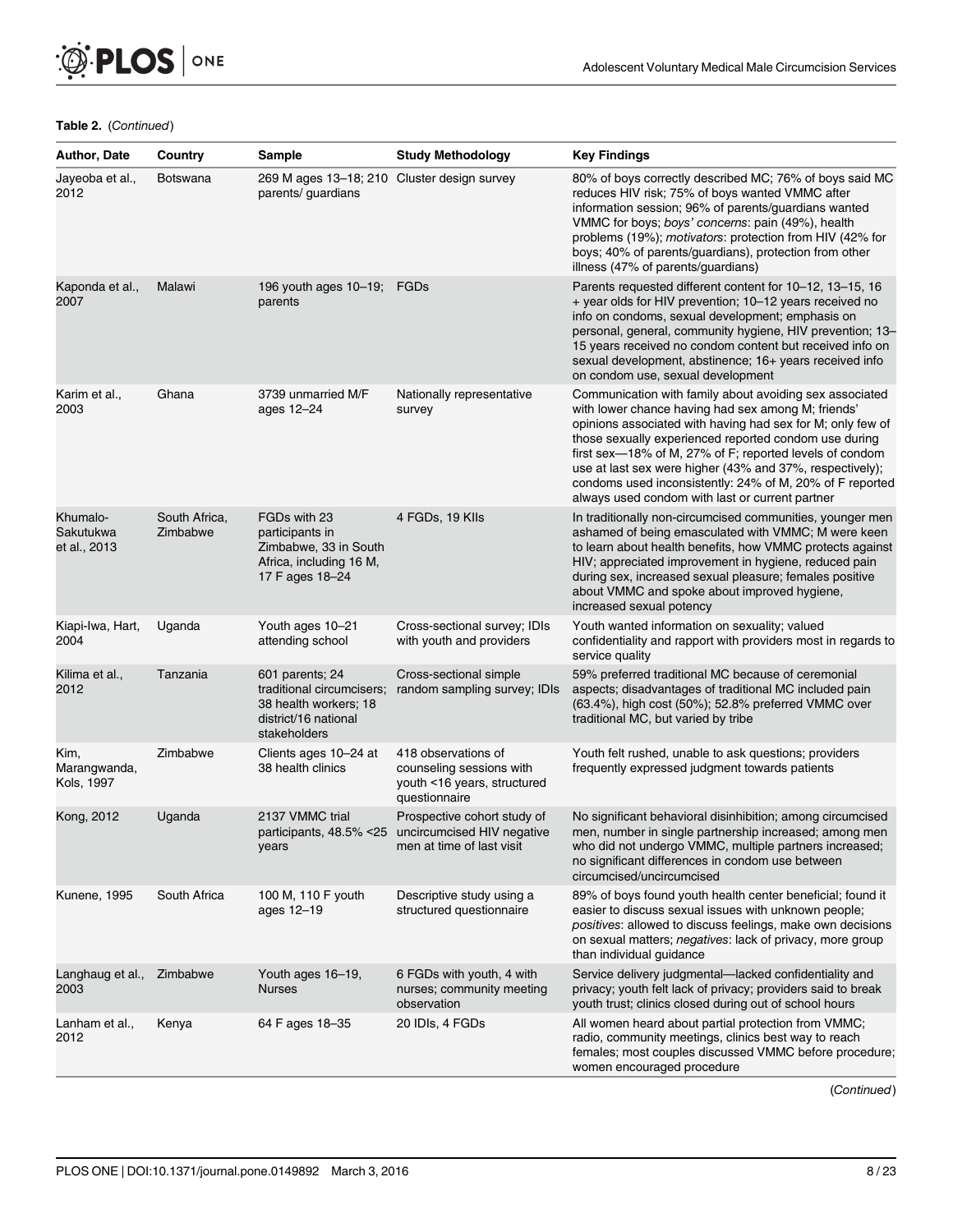**Table 2.** (*Continued*)

| Author, Date | Country | Sample | Study Methodology | Key Findings |
|---|---|---|---|---|
| Jayeoba et al., 2012 | Botswana | 269 M ages 13–18; 210 parents/ guardians | Cluster design survey | 80% of boys correctly described MC; 76% of boys said MC reduces HIV risk; 75% of boys wanted VMMC after information session; 96% of parents/guardians wanted VMMC for boys; *boys' concerns*: pain (49%), health problems (19%); *motivators*: protection from HIV (42% for boys; 40% of parents/guardians), protection from other illness (47% of parents/guardians) |
| Kaponda et al., 2007 | Malawi | 196 youth ages 10–19; parents | FGDs | Parents requested different content for 10–12, 13–15, 16 + year olds for HIV prevention; 10–12 years received no info on condoms, sexual development; emphasis on personal, general, community hygiene, HIV prevention; 13–15 years received no condom content but received info on sexual development, abstinence; 16+ years received info on condom use, sexual development |
| Karim et al., 2003 | Ghana | 3739 unmarried M/F ages 12–24 | Nationally representative survey | Communication with family about avoiding sex associated with lower chance having had sex among M; friends' opinions associated with having had sex for M; only few of those sexually experienced reported condom use during first sex—18% of M, 27% of F; reported levels of condom use at last sex were higher (43% and 37%, respectively); condoms used inconsistently: 24% of M, 20% of F reported always used condom with last or current partner |
| Khumalo-Sakutukwa et al., 2013 | South Africa, Zimbabwe | FGDs with 23 participants in Zimbabwe, 33 in South Africa, including 16 M, 17 F ages 18–24 | 4 FGDs, 19 KIIs | In traditionally non-circumcised communities, younger men ashamed of being emasculated with VMMC; M were keen to learn about health benefits, how VMMC protects against HIV; appreciated improvement in hygiene, reduced pain during sex, increased sexual pleasure; females positive about VMMC and spoke about improved hygiene, increased sexual potency |
| Kiapi-Iwa, Hart, 2004 | Uganda | Youth ages 10–21 attending school | Cross-sectional survey; IDIs with youth and providers | Youth wanted information on sexuality; valued confidentiality and rapport with providers most in regards to service quality |
| Kilima et al., 2012 | Tanzania | 601 parents; 24 traditional circumcisers; 38 health workers; 18 district/16 national stakeholders | Cross-sectional simple random sampling survey; IDIs | 59% preferred traditional MC because of ceremonial aspects; disadvantages of traditional MC included pain (63.4%), high cost (50%); 52.8% preferred VMMC over traditional MC, but varied by tribe |
| Kim, Marangwanda, Kols, 1997 | Zimbabwe | Clients ages 10–24 at 38 health clinics | 418 observations of counseling sessions with youth <16 years, structured questionnaire | Youth felt rushed, unable to ask questions; providers frequently expressed judgment towards patients |
| Kong, 2012 | Uganda | 2137 VMMC trial participants, 48.5% <25 years | Prospective cohort study of uncircumcised HIV negative men at time of last visit | No significant behavioral disinhibition; among circumcised men, number in single partnership increased; among men who did not undergo VMMC, multiple partners increased; no significant differences in condom use between circumcised/uncircumcised |
| Kunene, 1995 | South Africa | 100 M, 110 F youth ages 12–19 | Descriptive study using a structured questionnaire | 89% of boys found youth health center beneficial; found it easier to discuss sexual issues with unknown people; *positives*: allowed to discuss feelings, make own decisions on sexual matters; *negatives*: lack of privacy, more group than individual guidance |
| Langhaug et al., 2003 | Zimbabwe | Youth ages 16–19, Nurses | 6 FGDs with youth, 4 with nurses; community meeting observation | Service delivery judgmental—lacked confidentiality and privacy; youth felt lack of privacy; providers said to break youth trust; clinics closed during out of school hours |
| Lanham et al., 2012 | Kenya | 64 F ages 18–35 | 20 IDIs, 4 FGDs | All women heard about partial protection from VMMC; radio, community meetings, clinics best way to reach females; most couples discussed VMMC before procedure; women encouraged procedure |

(*Continued*)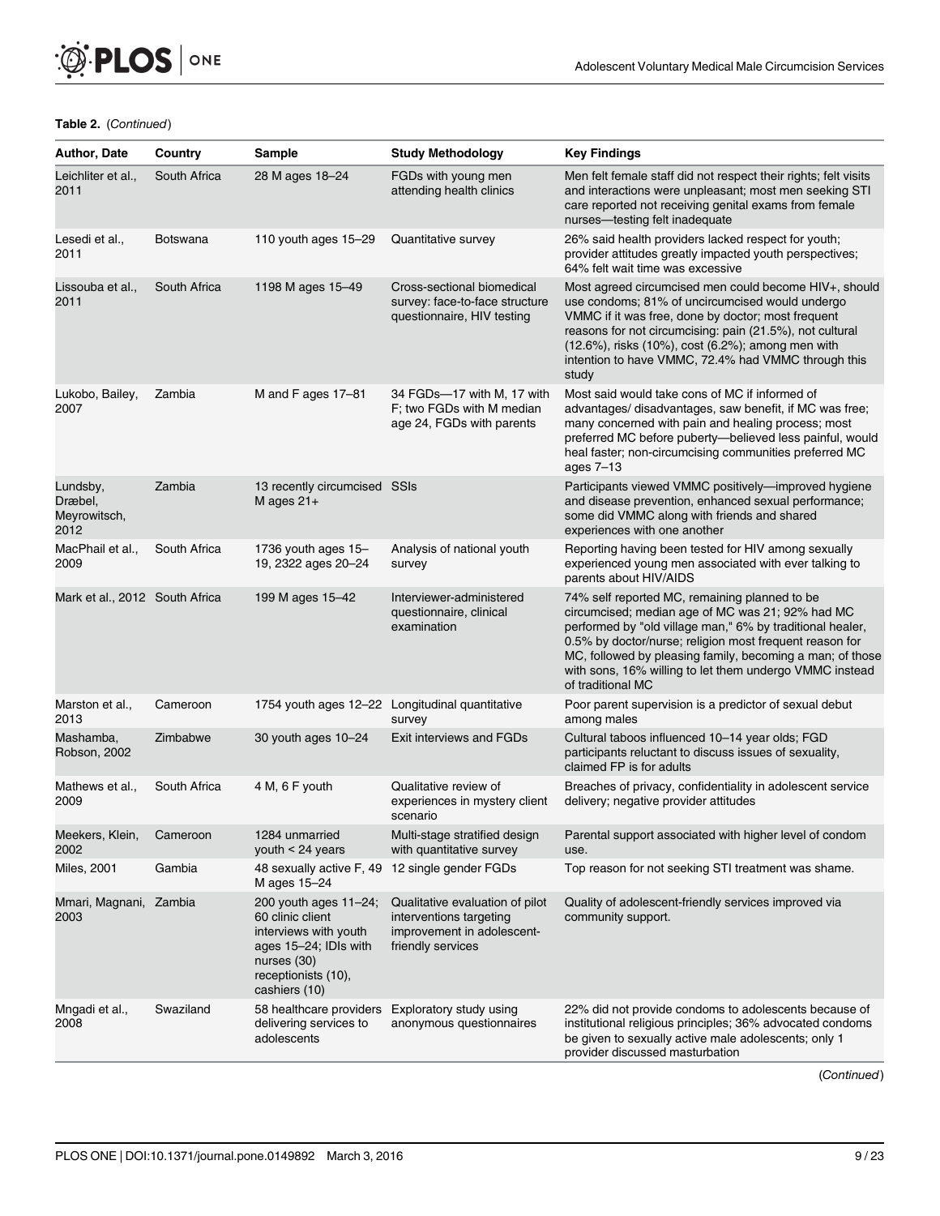**Table 2.** (*Continued*)

| Author, Date | Country | Sample | Study Methodology | Key Findings |
|---|---|---|---|---|
| Leichliter et al., 2011 | South Africa | 28 M ages 18–24 | FGDs with young men attending health clinics | Men felt female staff did not respect their rights; felt visits and interactions were unpleasant; most men seeking STI care reported not receiving genital exams from female nurses—testing felt inadequate |
| Lesedi et al., 2011 | Botswana | 110 youth ages 15–29 | Quantitative survey | 26% said health providers lacked respect for youth; provider attitudes greatly impacted youth perspectives; 64% felt wait time was excessive |
| Lissouba et al., 2011 | South Africa | 1198 M ages 15–49 | Cross-sectional biomedical survey: face-to-face structure questionnaire, HIV testing | Most agreed circumcised men could become HIV+, should use condoms; 81% of uncircumcised would undergo VMMC if it was free, done by doctor; most frequent reasons for not circumcising: pain (21.5%), not cultural (12.6%), risks (10%), cost (6.2%); among men with intention to have VMMC, 72.4% had VMMC through this study |
| Lukobo, Bailey, 2007 | Zambia | M and F ages 17–81 | 34 FGDs—17 with M, 17 with F; two FGDs with M median age 24, FGDs with parents | Most said would take cons of MC if informed of advantages/ disadvantages, saw benefit, if MC was free; many concerned with pain and healing process; most preferred MC before puberty—believed less painful, would heal faster; non-circumcising communities preferred MC ages 7–13 |
| Lundsby, Dræbel, Meyrowitsch, 2012 | Zambia | 13 recently circumcised M ages 21+ | SSIs | Participants viewed VMMC positively—improved hygiene and disease prevention, enhanced sexual performance; some did VMMC along with friends and shared experiences with one another |
| MacPhail et al., 2009 | South Africa | 1736 youth ages 15–19, 2322 ages 20–24 | Analysis of national youth survey | Reporting having been tested for HIV among sexually experienced young men associated with ever talking to parents about HIV/AIDS |
| Mark et al., 2012 | South Africa | 199 M ages 15–42 | Interviewer-administered questionnaire, clinical examination | 74% self reported MC, remaining planned to be circumcised; median age of MC was 21; 92% had MC performed by "old village man," 6% by traditional healer, 0.5% by doctor/nurse; religion most frequent reason for MC, followed by pleasing family, becoming a man; of those with sons, 16% willing to let them undergo VMMC instead of traditional MC |
| Marston et al., 2013 | Cameroon | 1754 youth ages 12–22 | Longitudinal quantitative survey | Poor parent supervision is a predictor of sexual debut among males |
| Mashamba, Robson, 2002 | Zimbabwe | 30 youth ages 10–24 | Exit interviews and FGDs | Cultural taboos influenced 10–14 year olds; FGD participants reluctant to discuss issues of sexuality, claimed FP is for adults |
| Mathews et al., 2009 | South Africa | 4 M, 6 F youth | Qualitative review of experiences in mystery client scenario | Breaches of privacy, confidentiality in adolescent service delivery; negative provider attitudes |
| Meekers, Klein, 2002 | Cameroon | 1284 unmarried youth < 24 years | Multi-stage stratified design with quantitative survey | Parental support associated with higher level of condom use. |
| Miles, 2001 | Gambia | 48 sexually active F, 49 M ages 15–24 | 12 single gender FGDs | Top reason for not seeking STI treatment was shame. |
| Mmari, Magnani, 2003 | Zambia | 200 youth ages 11–24; 60 clinic client interviews with youth ages 15–24; IDIs with nurses (30) receptionists (10), cashiers (10) | Qualitative evaluation of pilot interventions targeting improvement in adolescent-friendly services | Quality of adolescent-friendly services improved via community support. |
| Mngadi et al., 2008 | Swaziland | 58 healthcare providers delivering services to adolescents | Exploratory study using anonymous questionnaires | 22% did not provide condoms to adolescents because of institutional religious principles; 36% advocated condoms be given to sexually active male adolescents; only 1 provider discussed masturbation |

(*Continued*)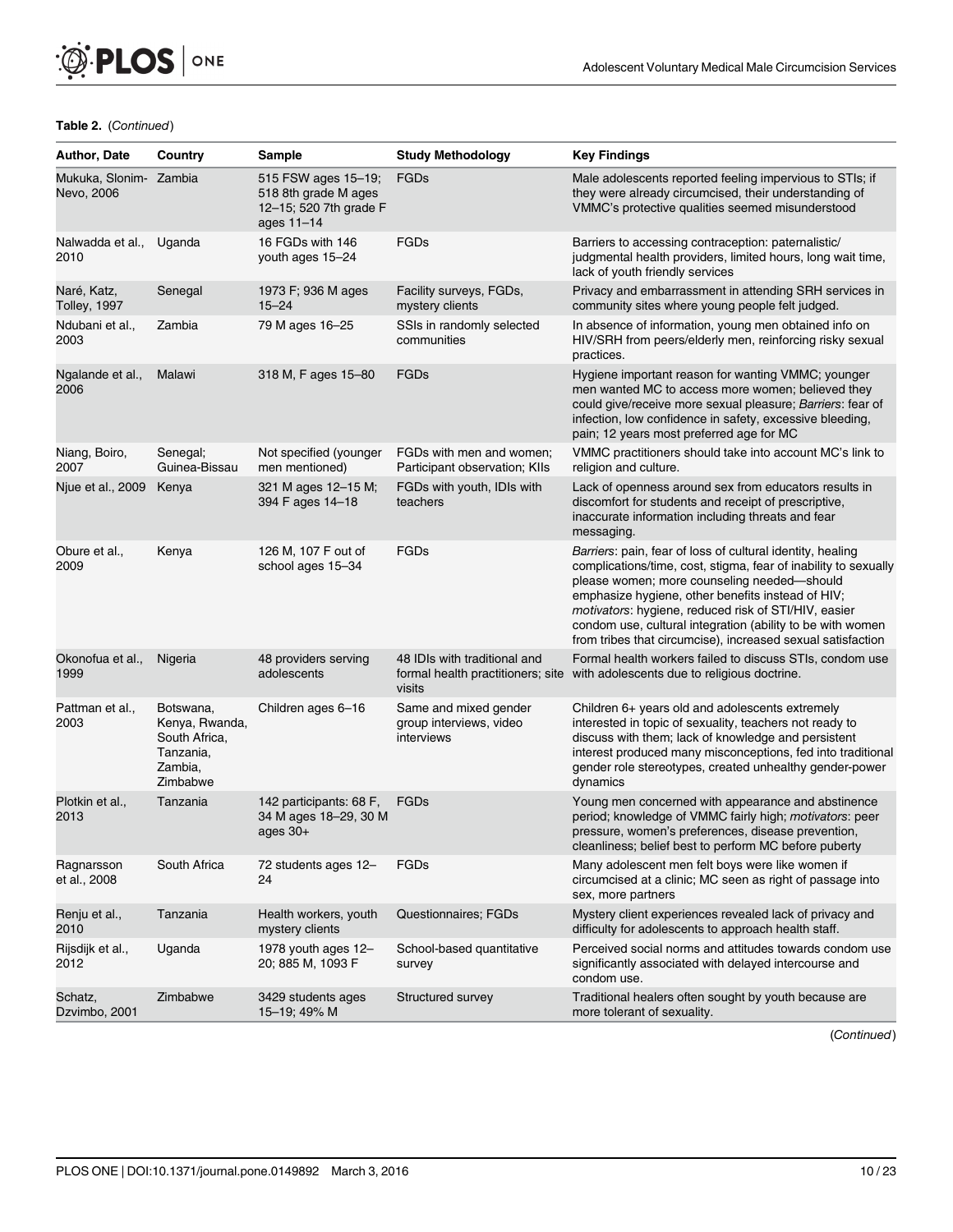**Table 2.** (*Continued*)

| Author, Date | Country | Sample | Study Methodology | Key Findings |
|---|---|---|---|---|
| Mukuka, Slonim-Nevo, 2006 | Zambia | 515 FSW ages 15–19; 518 8th grade M ages 12–15; 520 7th grade F ages 11–14 | FGDs | Male adolescents reported feeling impervious to STIs; if they were already circumcised, their understanding of VMMC's protective qualities seemed misunderstood |
| Nalwadda et al., 2010 | Uganda | 16 FGDs with 146 youth ages 15–24 | FGDs | Barriers to accessing contraception: paternalistic/ judgmental health providers, limited hours, long wait time, lack of youth friendly services |
| Naré, Katz, Tolley, 1997 | Senegal | 1973 F; 936 M ages 15–24 | Facility surveys, FGDs, mystery clients | Privacy and embarrassment in attending SRH services in community sites where young people felt judged. |
| Ndubani et al., 2003 | Zambia | 79 M ages 16–25 | SSIs in randomly selected communities | In absence of information, young men obtained info on HIV/SRH from peers/elderly men, reinforcing risky sexual practices. |
| Ngalande et al., 2006 | Malawi | 318 M, F ages 15–80 | FGDs | Hygiene important reason for wanting VMMC; younger men wanted MC to access more women; believed they could give/receive more sexual pleasure; *Barriers*: fear of infection, low confidence in safety, excessive bleeding, pain; 12 years most preferred age for MC |
| Niang, Boiro, 2007 | Senegal; Guinea-Bissau | Not specified (younger men mentioned) | FGDs with men and women; Participant observation; KIIs | VMMC practitioners should take into account MC's link to religion and culture. |
| Njue et al., 2009 | Kenya | 321 M ages 12–15 M; 394 F ages 14–18 | FGDs with youth, IDIs with teachers | Lack of openness around sex from educators results in discomfort for students and receipt of prescriptive, inaccurate information including threats and fear messaging. |
| Obure et al., 2009 | Kenya | 126 M, 107 F out of school ages 15–34 | FGDs | *Barriers*: pain, fear of loss of cultural identity, healing complications/time, cost, stigma, fear of inability to sexually please women; more counseling needed—should emphasize hygiene, other benefits instead of HIV; *motivators*: hygiene, reduced risk of STI/HIV, easier condom use, cultural integration (ability to be with women from tribes that circumcise), increased sexual satisfaction |
| Okonofua et al., 1999 | Nigeria | 48 providers serving adolescents | 48 IDIs with traditional and formal health practitioners; site visits | Formal health workers failed to discuss STIs, condom use with adolescents due to religious doctrine. |
| Pattman et al., 2003 | Botswana, Kenya, Rwanda, South Africa, Tanzania, Zambia, Zimbabwe | Children ages 6–16 | Same and mixed gender group interviews, video interviews | Children 6+ years old and adolescents extremely interested in topic of sexuality, teachers not ready to discuss with them; lack of knowledge and persistent interest produced many misconceptions, fed into traditional gender role stereotypes, created unhealthy gender-power dynamics |
| Plotkin et al., 2013 | Tanzania | 142 participants: 68 F, 34 M ages 18–29, 30 M ages 30+ | FGDs | Young men concerned with appearance and abstinence period; knowledge of VMMC fairly high; *motivators*: peer pressure, women's preferences, disease prevention, cleanliness; belief best to perform MC before puberty |
| Ragnarsson et al., 2008 | South Africa | 72 students ages 12–24 | FGDs | Many adolescent men felt boys were like women if circumcised at a clinic; MC seen as right of passage into sex, more partners |
| Renju et al., 2010 | Tanzania | Health workers, youth mystery clients | Questionnaires; FGDs | Mystery client experiences revealed lack of privacy and difficulty for adolescents to approach health staff. |
| Rijsdijk et al., 2012 | Uganda | 1978 youth ages 12–20; 885 M, 1093 F | School-based quantitative survey | Perceived social norms and attitudes towards condom use significantly associated with delayed intercourse and condom use. |
| Schatz, Dzvimbo, 2001 | Zimbabwe | 3429 students ages 15–19; 49% M | Structured survey | Traditional healers often sought by youth because are more tolerant of sexuality. |

(*Continued*)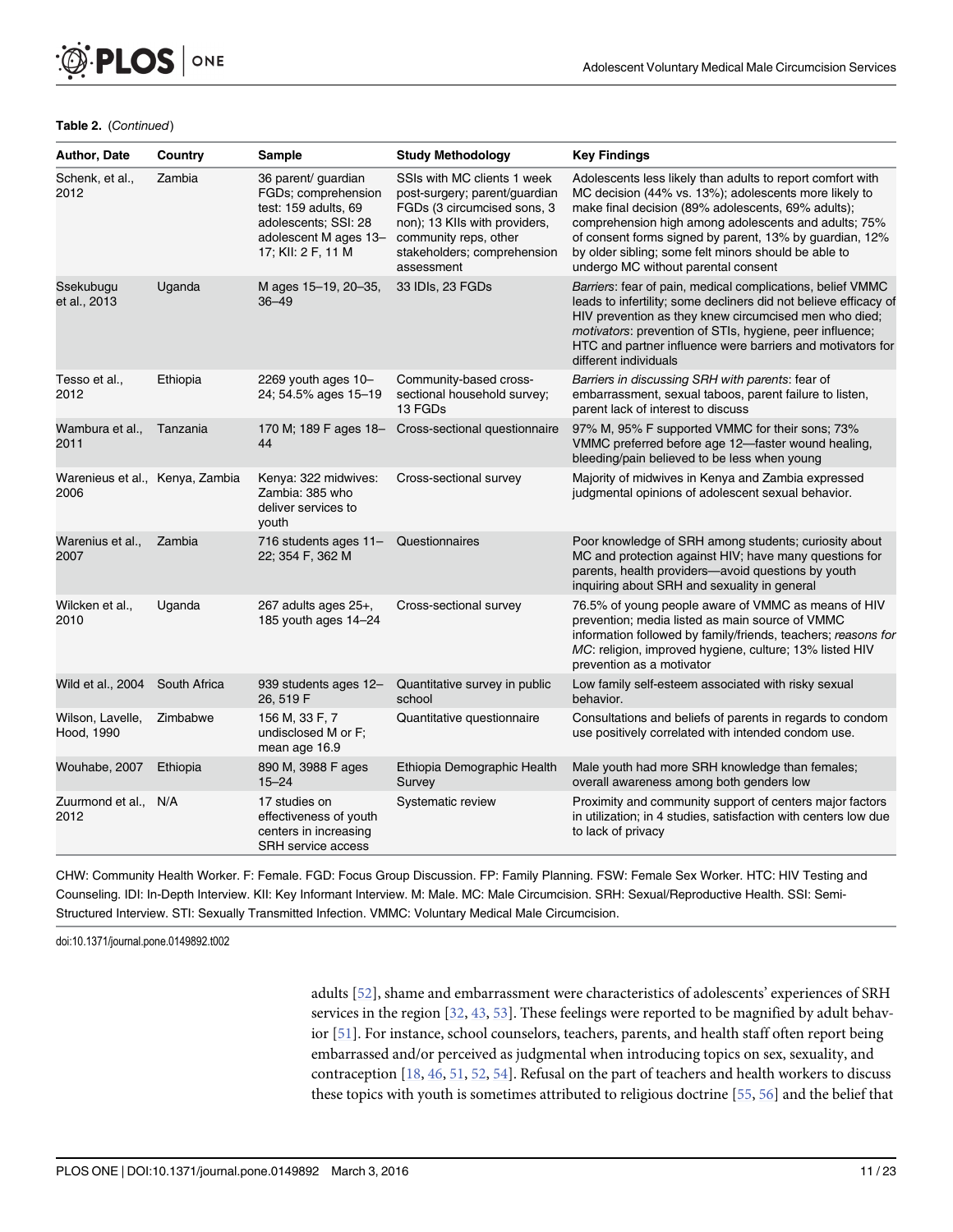**Table 2.** (*Continued*)

| Author, Date | Country | Sample | Study Methodology | Key Findings |
|---|---|---|---|---|
| Schenk, et al., 2012 | Zambia | 36 parent/ guardian FGDs; comprehension test: 159 adults, 69 adolescents; SSI: 28 adolescent M ages 13–17; KII: 2 F, 11 M | SSIs with MC clients 1 week post-surgery; parent/guardian FGDs (3 circumcised sons, 3 non); 13 KIIs with providers, community reps, other stakeholders; comprehension assessment | Adolescents less likely than adults to report comfort with MC decision (44% vs. 13%); adolescents more likely to make final decision (89% adolescents, 69% adults); comprehension high among adolescents and adults; 75% of consent forms signed by parent, 13% by guardian, 12% by older sibling; some felt minors should be able to undergo MC without parental consent |
| Ssekubugu et al., 2013 | Uganda | M ages 15–19, 20–35, 36–49 | 33 IDIs, 23 FGDs | *Barriers*: fear of pain, medical complications, belief VMMC leads to infertility; some decliners did not believe efficacy of HIV prevention as they knew circumcised men who died; *motivators*: prevention of STIs, hygiene, peer influence; HTC and partner influence were barriers and motivators for different individuals |
| Tesso et al., 2012 | Ethiopia | 2269 youth ages 10–24; 54.5% ages 15–19 | Community-based cross-sectional household survey; 13 FGDs | *Barriers in discussing SRH with parents*: fear of embarrassment, sexual taboos, parent failure to listen, parent lack of interest to discuss |
| Wambura et al., 2011 | Tanzania | 170 M; 189 F ages 18–44 | Cross-sectional questionnaire | 97% M, 95% F supported VMMC for their sons; 73% VMMC preferred before age 12—faster wound healing, bleeding/pain believed to be less when young |
| Warenieus et al., 2006 | Kenya, Zambia | Kenya: 322 midwives: Zambia: 385 who deliver services to youth | Cross-sectional survey | Majority of midwives in Kenya and Zambia expressed judgmental opinions of adolescent sexual behavior. |
| Warenius et al., 2007 | Zambia | 716 students ages 11–22; 354 F, 362 M | Questionnaires | Poor knowledge of SRH among students; curiosity about MC and protection against HIV; have many questions for parents, health providers—avoid questions by youth inquiring about SRH and sexuality in general |
| Wilcken et al., 2010 | Uganda | 267 adults ages 25+, 185 youth ages 14–24 | Cross-sectional survey | 76.5% of young people aware of VMMC as means of HIV prevention; media listed as main source of VMMC information followed by family/friends, teachers; *reasons for MC*: religion, improved hygiene, culture; 13% listed HIV prevention as a motivator |
| Wild et al., 2004 | South Africa | 939 students ages 12–26, 519 F | Quantitative survey in public school | Low family self-esteem associated with risky sexual behavior. |
| Wilson, Lavelle, Hood, 1990 | Zimbabwe | 156 M, 33 F, 7 undisclosed M or F; mean age 16.9 | Quantitative questionnaire | Consultations and beliefs of parents in regards to condom use positively correlated with intended condom use. |
| Wouhabe, 2007 | Ethiopia | 890 M, 3988 F ages 15–24 | Ethiopia Demographic Health Survey | Male youth had more SRH knowledge than females; overall awareness among both genders low |
| Zuurmond et al., 2012 | N/A | 17 studies on effectiveness of youth centers in increasing SRH service access | Systematic review | Proximity and community support of centers major factors in utilization; in 4 studies, satisfaction with centers low due to lack of privacy |

CHW: Community Health Worker. F: Female. FGD: Focus Group Discussion. FP: Family Planning. FSW: Female Sex Worker. HTC: HIV Testing and Counseling. IDI: In-Depth Interview. KII: Key Informant Interview. M: Male. MC: Male Circumcision. SRH: Sexual/Reproductive Health. SSI: Semi-Structured Interview. STI: Sexually Transmitted Infection. VMMC: Voluntary Medical Male Circumcision.

doi:10.1371/journal.pone.0149892.t002

adults [52], shame and embarrassment were characteristics of adolescents' experiences of SRH services in the region [32, 43, 53]. These feelings were reported to be magnified by adult behavior [51]. For instance, school counselors, teachers, parents, and health staff often report being embarrassed and/or perceived as judgmental when introducing topics on sex, sexuality, and contraception [18, 46, 51, 52, 54]. Refusal on the part of teachers and health workers to discuss these topics with youth is sometimes attributed to religious doctrine [55, 56] and the belief that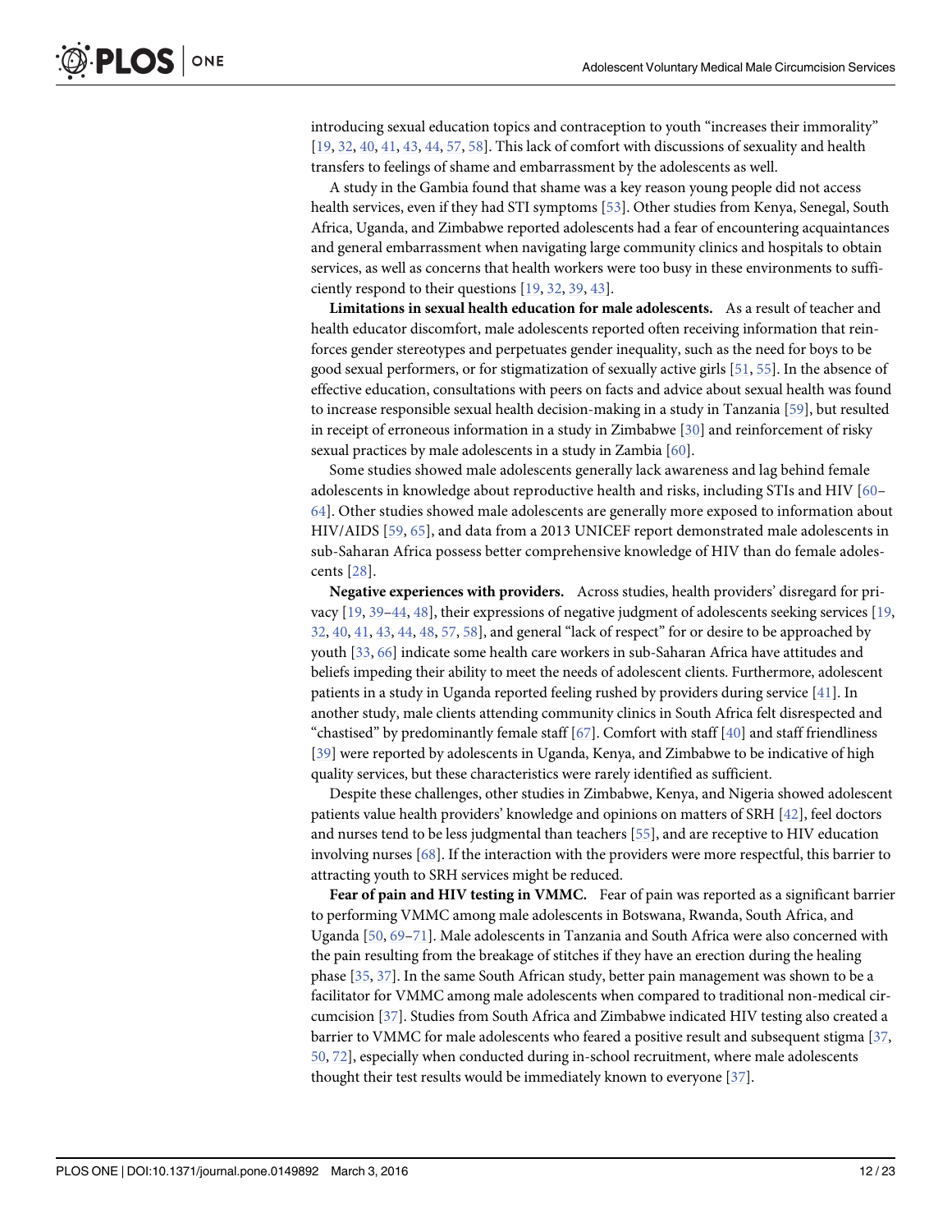introducing sexual education topics and contraception to youth "increases their immorality" [19, 32, 40, 41, 43, 44, 57, 58]. This lack of comfort with discussions of sexuality and health transfers to feelings of shame and embarrassment by the adolescents as well.

A study in the Gambia found that shame was a key reason young people did not access health services, even if they had STI symptoms [53]. Other studies from Kenya, Senegal, South Africa, Uganda, and Zimbabwe reported adolescents had a fear of encountering acquaintances and general embarrassment when navigating large community clinics and hospitals to obtain services, as well as concerns that health workers were too busy in these environments to sufficiently respond to their questions [19, 32, 39, 43].

**Limitations in sexual health education for male adolescents.** As a result of teacher and health educator discomfort, male adolescents reported often receiving information that reinforces gender stereotypes and perpetuates gender inequality, such as the need for boys to be good sexual performers, or for stigmatization of sexually active girls [51, 55]. In the absence of effective education, consultations with peers on facts and advice about sexual health was found to increase responsible sexual health decision-making in a study in Tanzania [59], but resulted in receipt of erroneous information in a study in Zimbabwe [30] and reinforcement of risky sexual practices by male adolescents in a study in Zambia [60].

Some studies showed male adolescents generally lack awareness and lag behind female adolescents in knowledge about reproductive health and risks, including STIs and HIV [60–64]. Other studies showed male adolescents are generally more exposed to information about HIV/AIDS [59, 65], and data from a 2013 UNICEF report demonstrated male adolescents in sub-Saharan Africa possess better comprehensive knowledge of HIV than do female adolescents [28].

**Negative experiences with providers.** Across studies, health providers' disregard for privacy [19, 39–44, 48], their expressions of negative judgment of adolescents seeking services [19, 32, 40, 41, 43, 44, 48, 57, 58], and general "lack of respect" for or desire to be approached by youth [33, 66] indicate some health care workers in sub-Saharan Africa have attitudes and beliefs impeding their ability to meet the needs of adolescent clients. Furthermore, adolescent patients in a study in Uganda reported feeling rushed by providers during service [41]. In another study, male clients attending community clinics in South Africa felt disrespected and "chastised" by predominantly female staff [67]. Comfort with staff [40] and staff friendliness [39] were reported by adolescents in Uganda, Kenya, and Zimbabwe to be indicative of high quality services, but these characteristics were rarely identified as sufficient.

Despite these challenges, other studies in Zimbabwe, Kenya, and Nigeria showed adolescent patients value health providers' knowledge and opinions on matters of SRH [42], feel doctors and nurses tend to be less judgmental than teachers [55], and are receptive to HIV education involving nurses [68]. If the interaction with the providers were more respectful, this barrier to attracting youth to SRH services might be reduced.

**Fear of pain and HIV testing in VMMC.** Fear of pain was reported as a significant barrier to performing VMMC among male adolescents in Botswana, Rwanda, South Africa, and Uganda [50, 69–71]. Male adolescents in Tanzania and South Africa were also concerned with the pain resulting from the breakage of stitches if they have an erection during the healing phase [35, 37]. In the same South African study, better pain management was shown to be a facilitator for VMMC among male adolescents when compared to traditional non-medical circumcision [37]. Studies from South Africa and Zimbabwe indicated HIV testing also created a barrier to VMMC for male adolescents who feared a positive result and subsequent stigma [37, 50, 72], especially when conducted during in-school recruitment, where male adolescents thought their test results would be immediately known to everyone [37].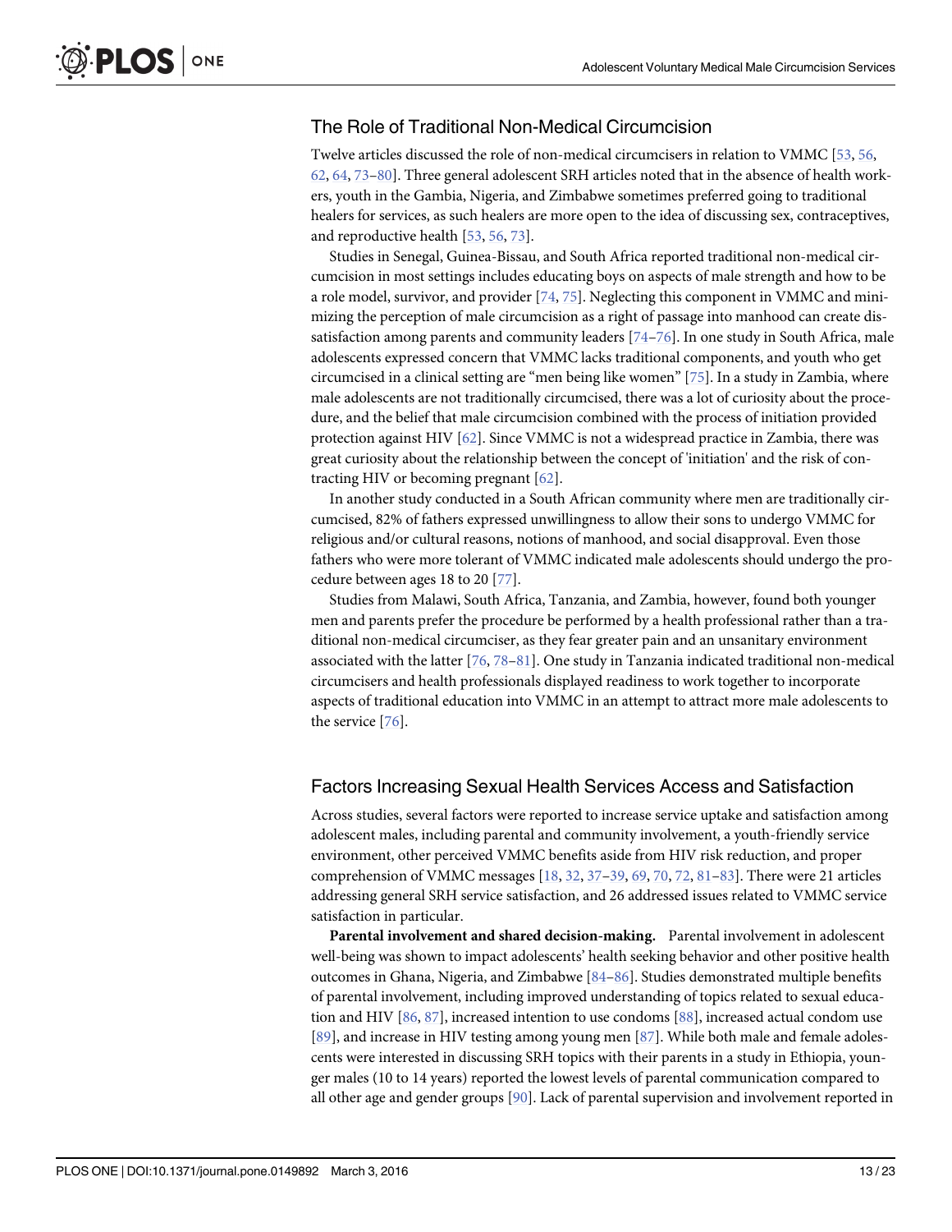## The Role of Traditional Non-Medical Circumcision

Twelve articles discussed the role of non-medical circumcisers in relation to VMMC [53, 56, 62, 64, 73–80]. Three general adolescent SRH articles noted that in the absence of health workers, youth in the Gambia, Nigeria, and Zimbabwe sometimes preferred going to traditional healers for services, as such healers are more open to the idea of discussing sex, contraceptives, and reproductive health [53, 56, 73].

Studies in Senegal, Guinea-Bissau, and South Africa reported traditional non-medical circumcision in most settings includes educating boys on aspects of male strength and how to be a role model, survivor, and provider [74, 75]. Neglecting this component in VMMC and minimizing the perception of male circumcision as a right of passage into manhood can create dissatisfaction among parents and community leaders [74–76]. In one study in South Africa, male adolescents expressed concern that VMMC lacks traditional components, and youth who get circumcised in a clinical setting are "men being like women" [75]. In a study in Zambia, where male adolescents are not traditionally circumcised, there was a lot of curiosity about the procedure, and the belief that male circumcision combined with the process of initiation provided protection against HIV [62]. Since VMMC is not a widespread practice in Zambia, there was great curiosity about the relationship between the concept of 'initiation' and the risk of contracting HIV or becoming pregnant [62].

In another study conducted in a South African community where men are traditionally circumcised, 82% of fathers expressed unwillingness to allow their sons to undergo VMMC for religious and/or cultural reasons, notions of manhood, and social disapproval. Even those fathers who were more tolerant of VMMC indicated male adolescents should undergo the procedure between ages 18 to 20 [77].

Studies from Malawi, South Africa, Tanzania, and Zambia, however, found both younger men and parents prefer the procedure be performed by a health professional rather than a traditional non-medical circumciser, as they fear greater pain and an unsanitary environment associated with the latter [76, 78–81]. One study in Tanzania indicated traditional non-medical circumcisers and health professionals displayed readiness to work together to incorporate aspects of traditional education into VMMC in an attempt to attract more male adolescents to the service [76].

## Factors Increasing Sexual Health Services Access and Satisfaction

Across studies, several factors were reported to increase service uptake and satisfaction among adolescent males, including parental and community involvement, a youth-friendly service environment, other perceived VMMC benefits aside from HIV risk reduction, and proper comprehension of VMMC messages [18, 32, 37–39, 69, 70, 72, 81–83]. There were 21 articles addressing general SRH service satisfaction, and 26 addressed issues related to VMMC service satisfaction in particular.

**Parental involvement and shared decision-making.** Parental involvement in adolescent well-being was shown to impact adolescents' health seeking behavior and other positive health outcomes in Ghana, Nigeria, and Zimbabwe [84–86]. Studies demonstrated multiple benefits of parental involvement, including improved understanding of topics related to sexual education and HIV [86, 87], increased intention to use condoms [88], increased actual condom use [89], and increase in HIV testing among young men [87]. While both male and female adolescents were interested in discussing SRH topics with their parents in a study in Ethiopia, younger males (10 to 14 years) reported the lowest levels of parental communication compared to all other age and gender groups [90]. Lack of parental supervision and involvement reported in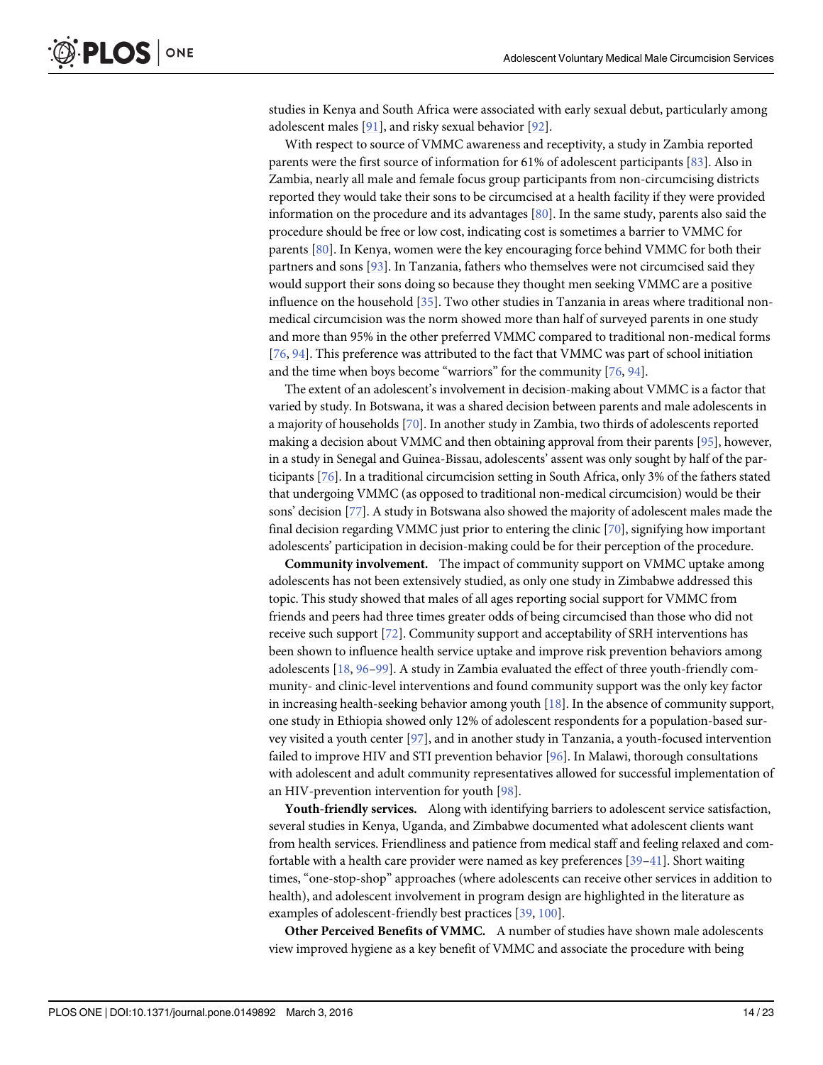studies in Kenya and South Africa were associated with early sexual debut, particularly among adolescent males [91], and risky sexual behavior [92].

With respect to source of VMMC awareness and receptivity, a study in Zambia reported parents were the first source of information for 61% of adolescent participants [83]. Also in Zambia, nearly all male and female focus group participants from non-circumcising districts reported they would take their sons to be circumcised at a health facility if they were provided information on the procedure and its advantages [80]. In the same study, parents also said the procedure should be free or low cost, indicating cost is sometimes a barrier to VMMC for parents [80]. In Kenya, women were the key encouraging force behind VMMC for both their partners and sons [93]. In Tanzania, fathers who themselves were not circumcised said they would support their sons doing so because they thought men seeking VMMC are a positive influence on the household [35]. Two other studies in Tanzania in areas where traditional non-medical circumcision was the norm showed more than half of surveyed parents in one study and more than 95% in the other preferred VMMC compared to traditional non-medical forms [76, 94]. This preference was attributed to the fact that VMMC was part of school initiation and the time when boys become "warriors" for the community [76, 94].

The extent of an adolescent's involvement in decision-making about VMMC is a factor that varied by study. In Botswana, it was a shared decision between parents and male adolescents in a majority of households [70]. In another study in Zambia, two thirds of adolescents reported making a decision about VMMC and then obtaining approval from their parents [95], however, in a study in Senegal and Guinea-Bissau, adolescents' assent was only sought by half of the participants [76]. In a traditional circumcision setting in South Africa, only 3% of the fathers stated that undergoing VMMC (as opposed to traditional non-medical circumcision) would be their sons' decision [77]. A study in Botswana also showed the majority of adolescent males made the final decision regarding VMMC just prior to entering the clinic [70], signifying how important adolescents' participation in decision-making could be for their perception of the procedure.

**Community involvement.** The impact of community support on VMMC uptake among adolescents has not been extensively studied, as only one study in Zimbabwe addressed this topic. This study showed that males of all ages reporting social support for VMMC from friends and peers had three times greater odds of being circumcised than those who did not receive such support [72]. Community support and acceptability of SRH interventions has been shown to influence health service uptake and improve risk prevention behaviors among adolescents [18, 96–99]. A study in Zambia evaluated the effect of three youth-friendly community- and clinic-level interventions and found community support was the only key factor in increasing health-seeking behavior among youth [18]. In the absence of community support, one study in Ethiopia showed only 12% of adolescent respondents for a population-based survey visited a youth center [97], and in another study in Tanzania, a youth-focused intervention failed to improve HIV and STI prevention behavior [96]. In Malawi, thorough consultations with adolescent and adult community representatives allowed for successful implementation of an HIV-prevention intervention for youth [98].

**Youth-friendly services.** Along with identifying barriers to adolescent service satisfaction, several studies in Kenya, Uganda, and Zimbabwe documented what adolescent clients want from health services. Friendliness and patience from medical staff and feeling relaxed and comfortable with a health care provider were named as key preferences [39–41]. Short waiting times, "one-stop-shop" approaches (where adolescents can receive other services in addition to health), and adolescent involvement in program design are highlighted in the literature as examples of adolescent-friendly best practices [39, 100].

**Other Perceived Benefits of VMMC.** A number of studies have shown male adolescents view improved hygiene as a key benefit of VMMC and associate the procedure with being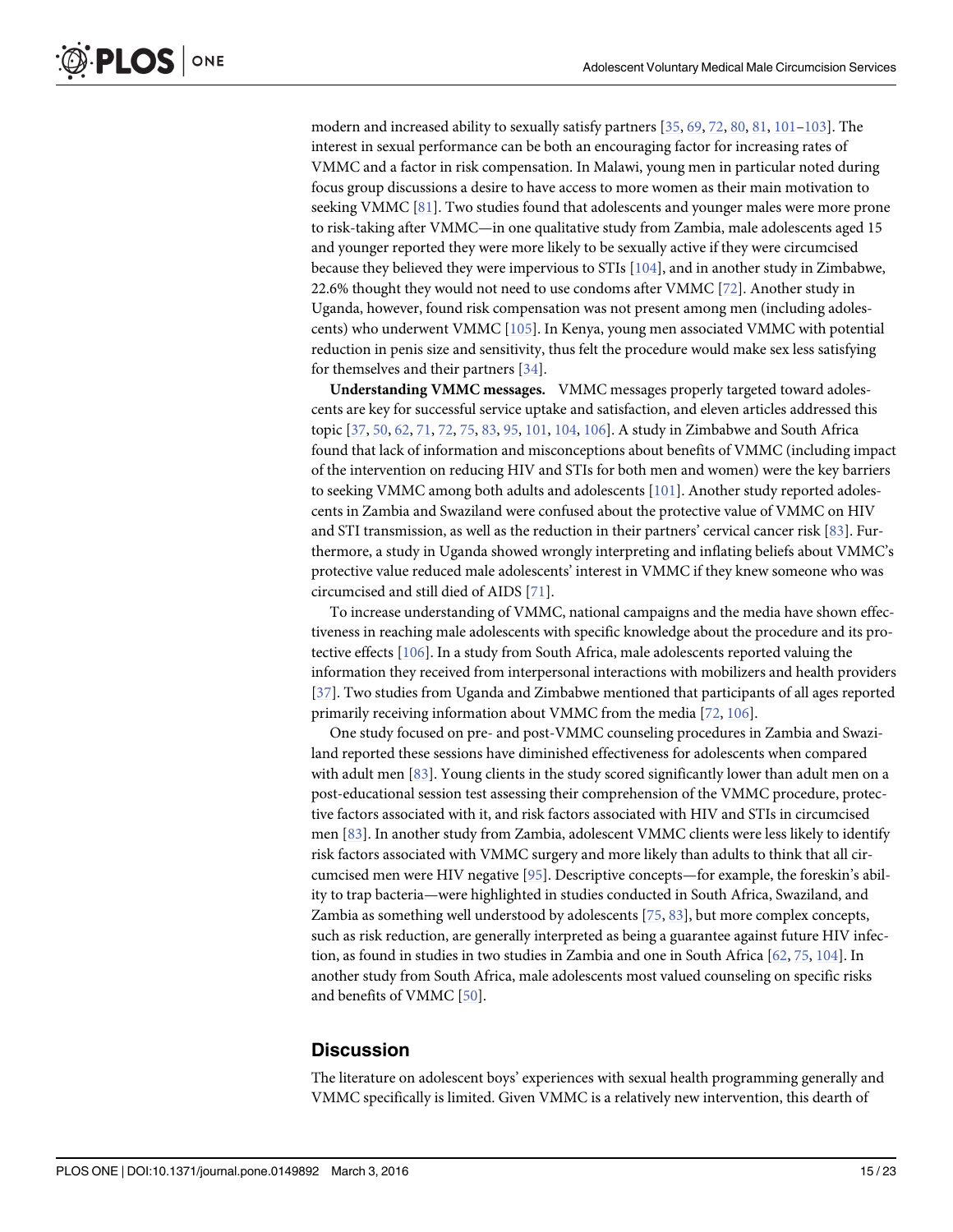modern and increased ability to sexually satisfy partners [35, 69, 72, 80, 81, 101–103]. The interest in sexual performance can be both an encouraging factor for increasing rates of VMMC and a factor in risk compensation. In Malawi, young men in particular noted during focus group discussions a desire to have access to more women as their main motivation to seeking VMMC [81]. Two studies found that adolescents and younger males were more prone to risk-taking after VMMC—in one qualitative study from Zambia, male adolescents aged 15 and younger reported they were more likely to be sexually active if they were circumcised because they believed they were impervious to STIs [104], and in another study in Zimbabwe, 22.6% thought they would not need to use condoms after VMMC [72]. Another study in Uganda, however, found risk compensation was not present among men (including adolescents) who underwent VMMC [105]. In Kenya, young men associated VMMC with potential reduction in penis size and sensitivity, thus felt the procedure would make sex less satisfying for themselves and their partners [34].

**Understanding VMMC messages.** VMMC messages properly targeted toward adolescents are key for successful service uptake and satisfaction, and eleven articles addressed this topic [37, 50, 62, 71, 72, 75, 83, 95, 101, 104, 106]. A study in Zimbabwe and South Africa found that lack of information and misconceptions about benefits of VMMC (including impact of the intervention on reducing HIV and STIs for both men and women) were the key barriers to seeking VMMC among both adults and adolescents [101]. Another study reported adolescents in Zambia and Swaziland were confused about the protective value of VMMC on HIV and STI transmission, as well as the reduction in their partners' cervical cancer risk [83]. Furthermore, a study in Uganda showed wrongly interpreting and inflating beliefs about VMMC's protective value reduced male adolescents' interest in VMMC if they knew someone who was circumcised and still died of AIDS [71].

To increase understanding of VMMC, national campaigns and the media have shown effectiveness in reaching male adolescents with specific knowledge about the procedure and its protective effects [106]. In a study from South Africa, male adolescents reported valuing the information they received from interpersonal interactions with mobilizers and health providers [37]. Two studies from Uganda and Zimbabwe mentioned that participants of all ages reported primarily receiving information about VMMC from the media [72, 106].

One study focused on pre- and post-VMMC counseling procedures in Zambia and Swaziland reported these sessions have diminished effectiveness for adolescents when compared with adult men [83]. Young clients in the study scored significantly lower than adult men on a post-educational session test assessing their comprehension of the VMMC procedure, protective factors associated with it, and risk factors associated with HIV and STIs in circumcised men [83]. In another study from Zambia, adolescent VMMC clients were less likely to identify risk factors associated with VMMC surgery and more likely than adults to think that all circumcised men were HIV negative [95]. Descriptive concepts—for example, the foreskin's ability to trap bacteria—were highlighted in studies conducted in South Africa, Swaziland, and Zambia as something well understood by adolescents [75, 83], but more complex concepts, such as risk reduction, are generally interpreted as being a guarantee against future HIV infection, as found in studies in two studies in Zambia and one in South Africa [62, 75, 104]. In another study from South Africa, male adolescents most valued counseling on specific risks and benefits of VMMC [50].

## Discussion

The literature on adolescent boys' experiences with sexual health programming generally and VMMC specifically is limited. Given VMMC is a relatively new intervention, this dearth of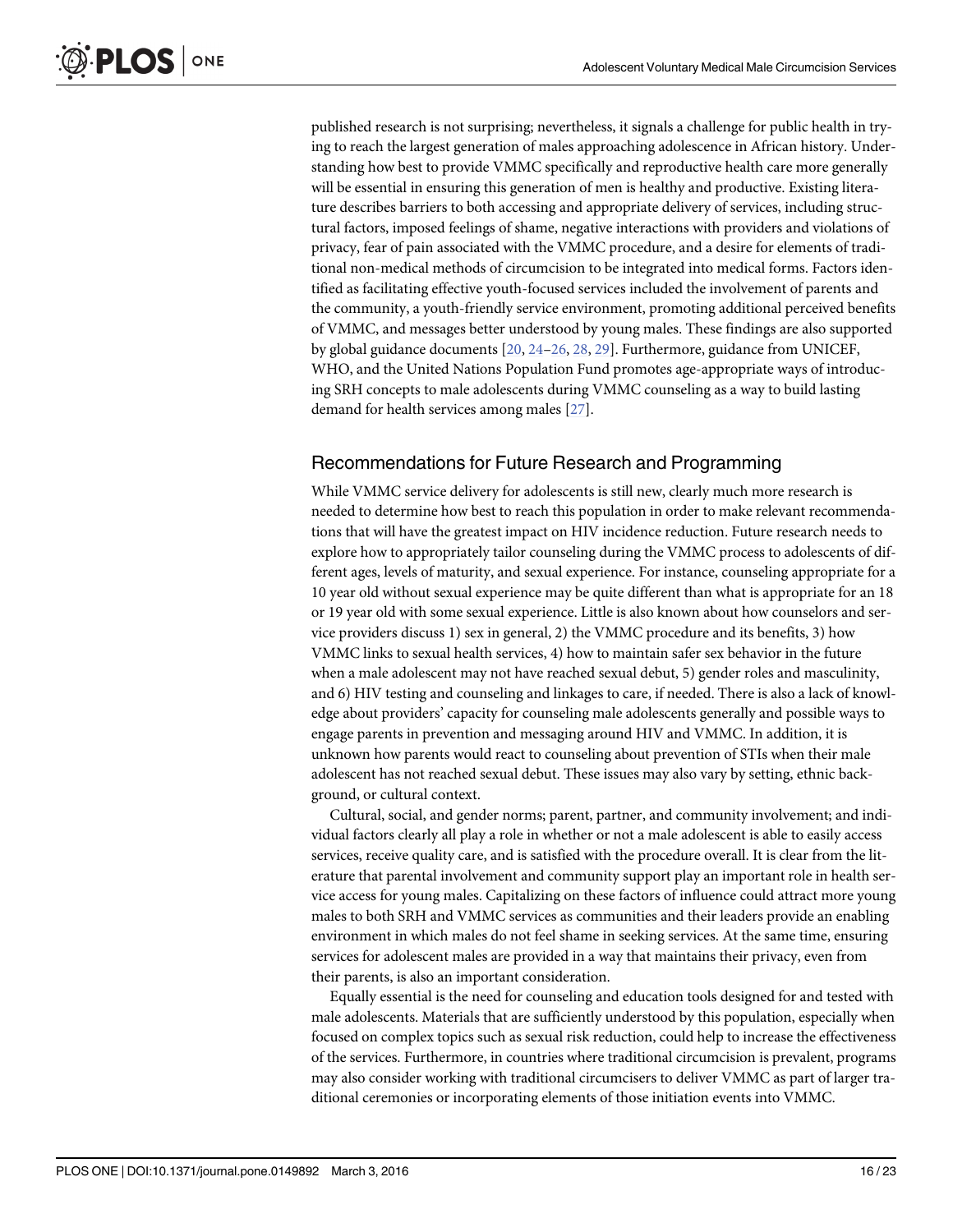published research is not surprising; nevertheless, it signals a challenge for public health in trying to reach the largest generation of males approaching adolescence in African history. Understanding how best to provide VMMC specifically and reproductive health care more generally will be essential in ensuring this generation of men is healthy and productive. Existing literature describes barriers to both accessing and appropriate delivery of services, including structural factors, imposed feelings of shame, negative interactions with providers and violations of privacy, fear of pain associated with the VMMC procedure, and a desire for elements of traditional non-medical methods of circumcision to be integrated into medical forms. Factors identified as facilitating effective youth-focused services included the involvement of parents and the community, a youth-friendly service environment, promoting additional perceived benefits of VMMC, and messages better understood by young males. These findings are also supported by global guidance documents [20, 24–26, 28, 29]. Furthermore, guidance from UNICEF, WHO, and the United Nations Population Fund promotes age-appropriate ways of introducing SRH concepts to male adolescents during VMMC counseling as a way to build lasting demand for health services among males [27].

## Recommendations for Future Research and Programming

While VMMC service delivery for adolescents is still new, clearly much more research is needed to determine how best to reach this population in order to make relevant recommendations that will have the greatest impact on HIV incidence reduction. Future research needs to explore how to appropriately tailor counseling during the VMMC process to adolescents of different ages, levels of maturity, and sexual experience. For instance, counseling appropriate for a 10 year old without sexual experience may be quite different than what is appropriate for an 18 or 19 year old with some sexual experience. Little is also known about how counselors and service providers discuss 1) sex in general, 2) the VMMC procedure and its benefits, 3) how VMMC links to sexual health services, 4) how to maintain safer sex behavior in the future when a male adolescent may not have reached sexual debut, 5) gender roles and masculinity, and 6) HIV testing and counseling and linkages to care, if needed. There is also a lack of knowledge about providers' capacity for counseling male adolescents generally and possible ways to engage parents in prevention and messaging around HIV and VMMC. In addition, it is unknown how parents would react to counseling about prevention of STIs when their male adolescent has not reached sexual debut. These issues may also vary by setting, ethnic background, or cultural context.

Cultural, social, and gender norms; parent, partner, and community involvement; and individual factors clearly all play a role in whether or not a male adolescent is able to easily access services, receive quality care, and is satisfied with the procedure overall. It is clear from the literature that parental involvement and community support play an important role in health service access for young males. Capitalizing on these factors of influence could attract more young males to both SRH and VMMC services as communities and their leaders provide an enabling environment in which males do not feel shame in seeking services. At the same time, ensuring services for adolescent males are provided in a way that maintains their privacy, even from their parents, is also an important consideration.

Equally essential is the need for counseling and education tools designed for and tested with male adolescents. Materials that are sufficiently understood by this population, especially when focused on complex topics such as sexual risk reduction, could help to increase the effectiveness of the services. Furthermore, in countries where traditional circumcision is prevalent, programs may also consider working with traditional circumcisers to deliver VMMC as part of larger traditional ceremonies or incorporating elements of those initiation events into VMMC.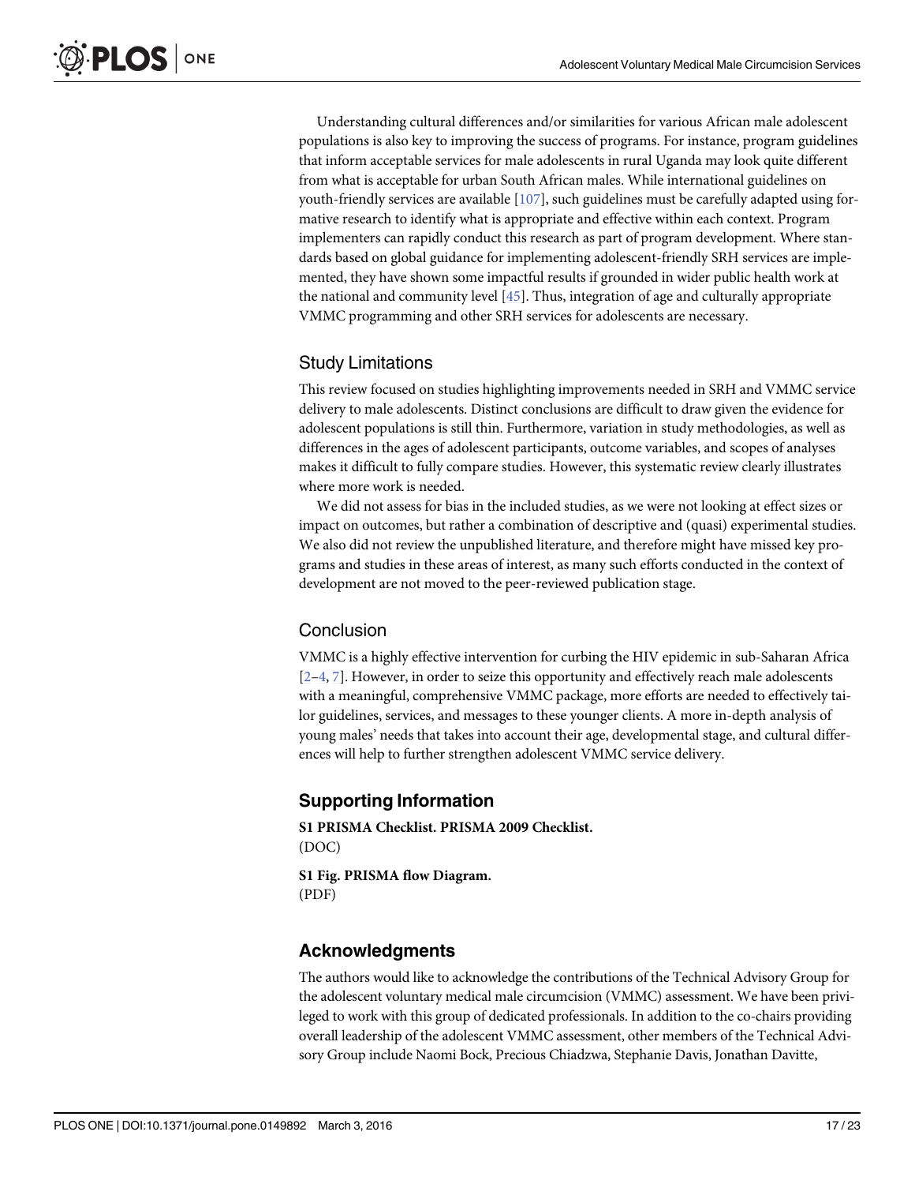Understanding cultural differences and/or similarities for various African male adolescent populations is also key to improving the success of programs. For instance, program guidelines that inform acceptable services for male adolescents in rural Uganda may look quite different from what is acceptable for urban South African males. While international guidelines on youth-friendly services are available [107], such guidelines must be carefully adapted using formative research to identify what is appropriate and effective within each context. Program implementers can rapidly conduct this research as part of program development. Where standards based on global guidance for implementing adolescent-friendly SRH services are implemented, they have shown some impactful results if grounded in wider public health work at the national and community level [45]. Thus, integration of age and culturally appropriate VMMC programming and other SRH services for adolescents are necessary.

## Study Limitations

This review focused on studies highlighting improvements needed in SRH and VMMC service delivery to male adolescents. Distinct conclusions are difficult to draw given the evidence for adolescent populations is still thin. Furthermore, variation in study methodologies, as well as differences in the ages of adolescent participants, outcome variables, and scopes of analyses makes it difficult to fully compare studies. However, this systematic review clearly illustrates where more work is needed.

We did not assess for bias in the included studies, as we were not looking at effect sizes or impact on outcomes, but rather a combination of descriptive and (quasi) experimental studies. We also did not review the unpublished literature, and therefore might have missed key programs and studies in these areas of interest, as many such efforts conducted in the context of development are not moved to the peer-reviewed publication stage.

## Conclusion

VMMC is a highly effective intervention for curbing the HIV epidemic in sub-Saharan Africa [2–4, 7]. However, in order to seize this opportunity and effectively reach male adolescents with a meaningful, comprehensive VMMC package, more efforts are needed to effectively tailor guidelines, services, and messages to these younger clients. A more in-depth analysis of young males' needs that takes into account their age, developmental stage, and cultural differences will help to further strengthen adolescent VMMC service delivery.

## Supporting Information

**S1 PRISMA Checklist. PRISMA 2009 Checklist.**
(DOC)

**S1 Fig. PRISMA flow Diagram.**
(PDF)

## Acknowledgments

The authors would like to acknowledge the contributions of the Technical Advisory Group for the adolescent voluntary medical male circumcision (VMMC) assessment. We have been privileged to work with this group of dedicated professionals. In addition to the co-chairs providing overall leadership of the adolescent VMMC assessment, other members of the Technical Advisory Group include Naomi Bock, Precious Chiadzwa, Stephanie Davis, Jonathan Davitte,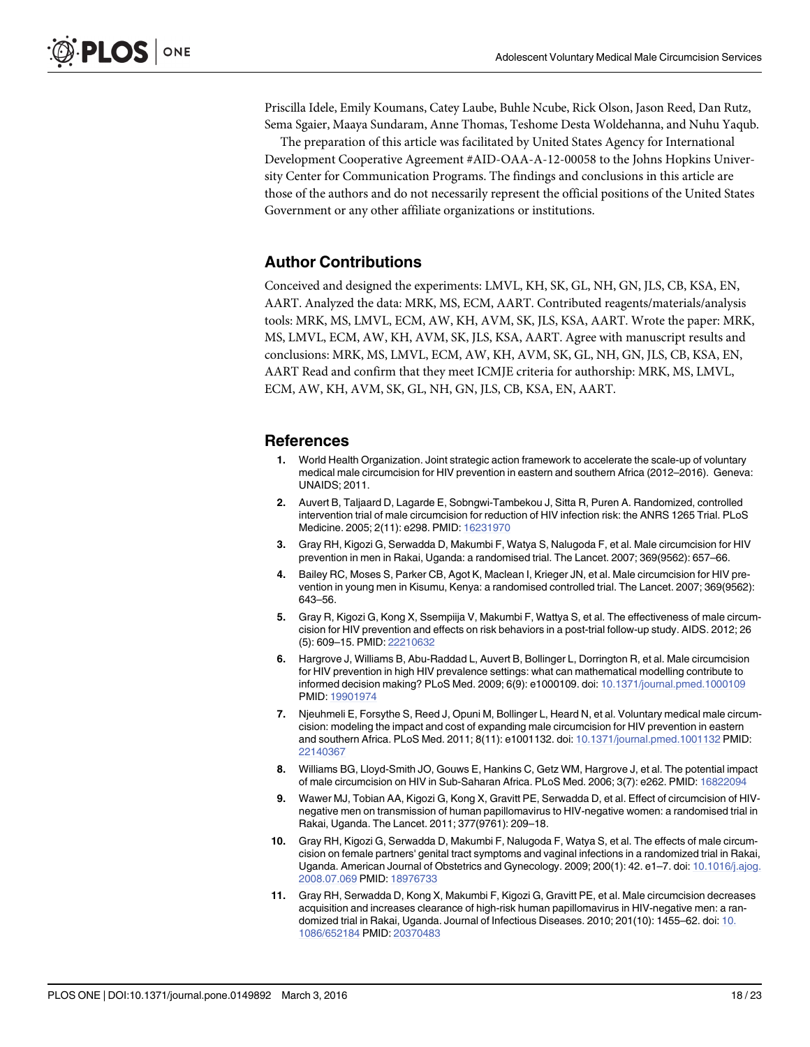Priscilla Idele, Emily Koumans, Catey Laube, Buhle Ncube, Rick Olson, Jason Reed, Dan Rutz, Sema Sgaier, Maaya Sundaram, Anne Thomas, Teshome Desta Woldehanna, and Nuhu Yaqub.

The preparation of this article was facilitated by United States Agency for International Development Cooperative Agreement #AID-OAA-A-12-00058 to the Johns Hopkins University Center for Communication Programs. The findings and conclusions in this article are those of the authors and do not necessarily represent the official positions of the United States Government or any other affiliate organizations or institutions.

## Author Contributions

Conceived and designed the experiments: LMVL, KH, SK, GL, NH, GN, JLS, CB, KSA, EN, AART. Analyzed the data: MRK, MS, ECM, AART. Contributed reagents/materials/analysis tools: MRK, MS, LMVL, ECM, AW, KH, AVM, SK, JLS, KSA, AART. Wrote the paper: MRK, MS, LMVL, ECM, AW, KH, AVM, SK, JLS, KSA, AART. Agree with manuscript results and conclusions: MRK, MS, LMVL, ECM, AW, KH, AVM, SK, GL, NH, GN, JLS, CB, KSA, EN, AART Read and confirm that they meet ICMJE criteria for authorship: MRK, MS, LMVL, ECM, AW, KH, AVM, SK, GL, NH, GN, JLS, CB, KSA, EN, AART.

## References

1. World Health Organization. Joint strategic action framework to accelerate the scale-up of voluntary medical male circumcision for HIV prevention in eastern and southern Africa (2012–2016). Geneva: UNAIDS; 2011.
2. Auvert B, Taljaard D, Lagarde E, Sobngwi-Tambekou J, Sitta R, Puren A. Randomized, controlled intervention trial of male circumcision for reduction of HIV infection risk: the ANRS 1265 Trial. PLoS Medicine. 2005; 2(11): e298. PMID: 16231970
3. Gray RH, Kigozi G, Serwadda D, Makumbi F, Watya S, Nalugoda F, et al. Male circumcision for HIV prevention in men in Rakai, Uganda: a randomised trial. The Lancet. 2007; 369(9562): 657–66.
4. Bailey RC, Moses S, Parker CB, Agot K, Maclean I, Krieger JN, et al. Male circumcision for HIV prevention in young men in Kisumu, Kenya: a randomised controlled trial. The Lancet. 2007; 369(9562): 643–56.
5. Gray R, Kigozi G, Kong X, Ssempiija V, Makumbi F, Wattya S, et al. The effectiveness of male circumcision for HIV prevention and effects on risk behaviors in a post-trial follow-up study. AIDS. 2012; 26 (5): 609–15. PMID: 22210632
6. Hargrove J, Williams B, Abu-Raddad L, Auvert B, Bollinger L, Dorrington R, et al. Male circumcision for HIV prevention in high HIV prevalence settings: what can mathematical modelling contribute to informed decision making? PLoS Med. 2009; 6(9): e1000109. doi: 10.1371/journal.pmed.1000109 PMID: 19901974
7. Njeuhmeli E, Forsythe S, Reed J, Opuni M, Bollinger L, Heard N, et al. Voluntary medical male circumcision: modeling the impact and cost of expanding male circumcision for HIV prevention in eastern and southern Africa. PLoS Med. 2011; 8(11): e1001132. doi: 10.1371/journal.pmed.1001132 PMID: 22140367
8. Williams BG, Lloyd-Smith JO, Gouws E, Hankins C, Getz WM, Hargrove J, et al. The potential impact of male circumcision on HIV in Sub-Saharan Africa. PLoS Med. 2006; 3(7): e262. PMID: 16822094
9. Wawer MJ, Tobian AA, Kigozi G, Kong X, Gravitt PE, Serwadda D, et al. Effect of circumcision of HIV-negative men on transmission of human papillomavirus to HIV-negative women: a randomised trial in Rakai, Uganda. The Lancet. 2011; 377(9761): 209–18.
10. Gray RH, Kigozi G, Serwadda D, Makumbi F, Nalugoda F, Watya S, et al. The effects of male circumcision on female partners' genital tract symptoms and vaginal infections in a randomized trial in Rakai, Uganda. American Journal of Obstetrics and Gynecology. 2009; 200(1): 42. e1–7. doi: 10.1016/j.ajog.2008.07.069 PMID: 18976733
11. Gray RH, Serwadda D, Kong X, Makumbi F, Kigozi G, Gravitt PE, et al. Male circumcision decreases acquisition and increases clearance of high-risk human papillomavirus in HIV-negative men: a randomized trial in Rakai, Uganda. Journal of Infectious Diseases. 2010; 201(10): 1455–62. doi: 10.1086/652184 PMID: 20370483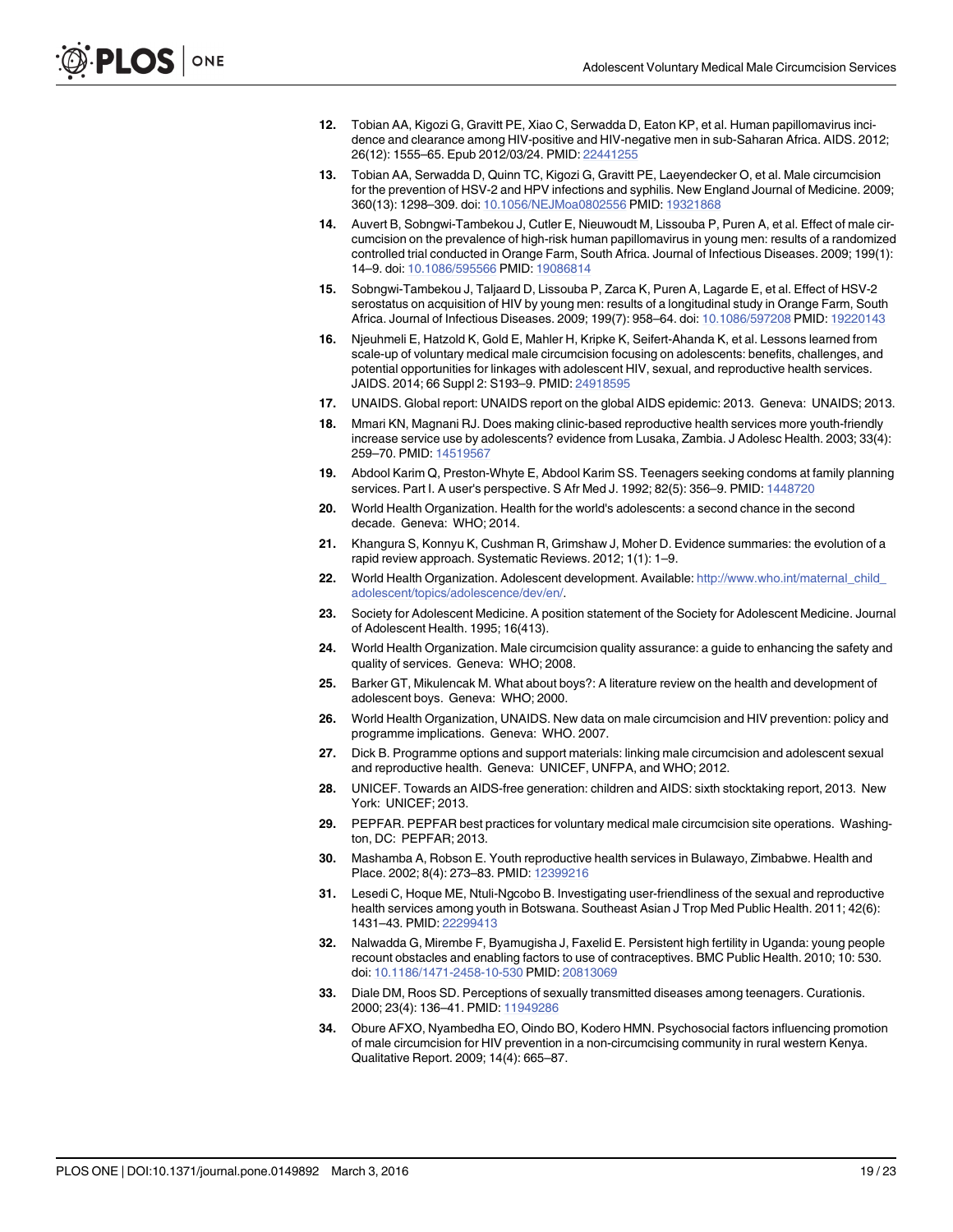12. Tobian AA, Kigozi G, Gravitt PE, Xiao C, Serwadda D, Eaton KP, et al. Human papillomavirus incidence and clearance among HIV-positive and HIV-negative men in sub-Saharan Africa. AIDS. 2012; 26(12): 1555–65. Epub 2012/03/24. PMID: 22441255
13. Tobian AA, Serwadda D, Quinn TC, Kigozi G, Gravitt PE, Laeyendecker O, et al. Male circumcision for the prevention of HSV-2 and HPV infections and syphilis. New England Journal of Medicine. 2009; 360(13): 1298–309. doi: 10.1056/NEJMoa0802556 PMID: 19321868
14. Auvert B, Sobngwi-Tambekou J, Cutler E, Nieuwoudt M, Lissouba P, Puren A, et al. Effect of male circumcision on the prevalence of high-risk human papillomavirus in young men: results of a randomized controlled trial conducted in Orange Farm, South Africa. Journal of Infectious Diseases. 2009; 199(1): 14–9. doi: 10.1086/595566 PMID: 19086814
15. Sobngwi-Tambekou J, Taljaard D, Lissouba P, Zarca K, Puren A, Lagarde E, et al. Effect of HSV-2 serostatus on acquisition of HIV by young men: results of a longitudinal study in Orange Farm, South Africa. Journal of Infectious Diseases. 2009; 199(7): 958–64. doi: 10.1086/597208 PMID: 19220143
16. Njeuhmeli E, Hatzold K, Gold E, Mahler H, Kripke K, Seifert-Ahanda K, et al. Lessons learned from scale-up of voluntary medical male circumcision focusing on adolescents: benefits, challenges, and potential opportunities for linkages with adolescent HIV, sexual, and reproductive health services. JAIDS. 2014; 66 Suppl 2: S193–9. PMID: 24918595
17. UNAIDS. Global report: UNAIDS report on the global AIDS epidemic: 2013. Geneva: UNAIDS; 2013.
18. Mmari KN, Magnani RJ. Does making clinic-based reproductive health services more youth-friendly increase service use by adolescents? evidence from Lusaka, Zambia. J Adolesc Health. 2003; 33(4): 259–70. PMID: 14519567
19. Abdool Karim Q, Preston-Whyte E, Abdool Karim SS. Teenagers seeking condoms at family planning services. Part I. A user's perspective. S Afr Med J. 1992; 82(5): 356–9. PMID: 1448720
20. World Health Organization. Health for the world's adolescents: a second chance in the second decade. Geneva: WHO; 2014.
21. Khangura S, Konnyu K, Cushman R, Grimshaw J, Moher D. Evidence summaries: the evolution of a rapid review approach. Systematic Reviews. 2012; 1(1): 1–9.
22. World Health Organization. Adolescent development. Available: http://www.who.int/maternal_child_adolescent/topics/adolescence/dev/en/.
23. Society for Adolescent Medicine. A position statement of the Society for Adolescent Medicine. Journal of Adolescent Health. 1995; 16(413).
24. World Health Organization. Male circumcision quality assurance: a guide to enhancing the safety and quality of services. Geneva: WHO; 2008.
25. Barker GT, Mikulencak M. What about boys?: A literature review on the health and development of adolescent boys. Geneva: WHO; 2000.
26. World Health Organization, UNAIDS. New data on male circumcision and HIV prevention: policy and programme implications. Geneva: WHO. 2007.
27. Dick B. Programme options and support materials: linking male circumcision and adolescent sexual and reproductive health. Geneva: UNICEF, UNFPA, and WHO; 2012.
28. UNICEF. Towards an AIDS-free generation: children and AIDS: sixth stocktaking report, 2013. New York: UNICEF; 2013.
29. PEPFAR. PEPFAR best practices for voluntary medical male circumcision site operations. Washington, DC: PEPFAR; 2013.
30. Mashamba A, Robson E. Youth reproductive health services in Bulawayo, Zimbabwe. Health and Place. 2002; 8(4): 273–83. PMID: 12399216
31. Lesedi C, Hoque ME, Ntuli-Ngcobo B. Investigating user-friendliness of the sexual and reproductive health services among youth in Botswana. Southeast Asian J Trop Med Public Health. 2011; 42(6): 1431–43. PMID: 22299413
32. Nalwadda G, Mirembe F, Byamugisha J, Faxelid E. Persistent high fertility in Uganda: young people recount obstacles and enabling factors to use of contraceptives. BMC Public Health. 2010; 10: 530. doi: 10.1186/1471-2458-10-530 PMID: 20813069
33. Diale DM, Roos SD. Perceptions of sexually transmitted diseases among teenagers. Curationis. 2000; 23(4): 136–41. PMID: 11949286
34. Obure AFXO, Nyambedha EO, Oindo BO, Kodero HMN. Psychosocial factors influencing promotion of male circumcision for HIV prevention in a non-circumcising community in rural western Kenya. Qualitative Report. 2009; 14(4): 665–87.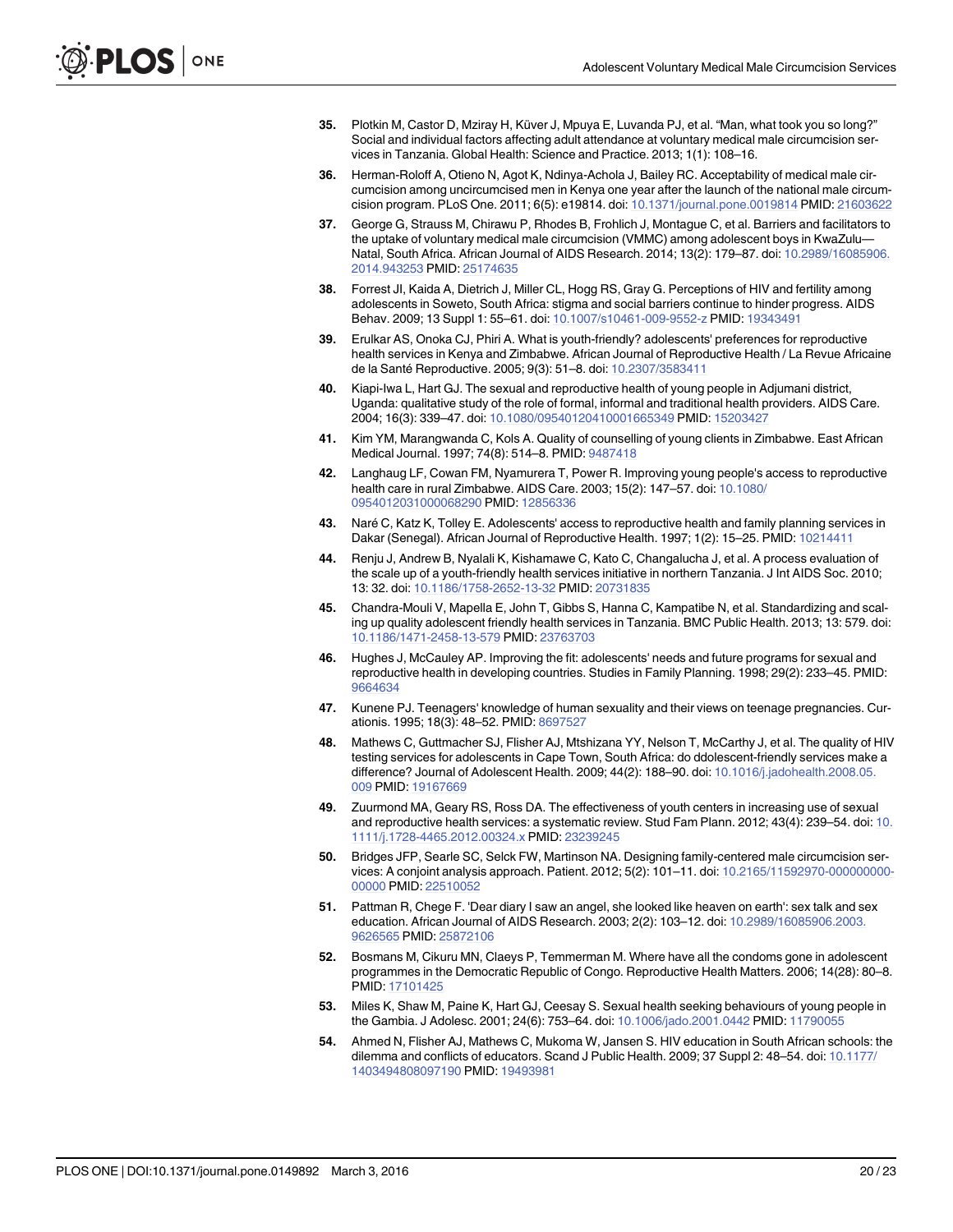35. Plotkin M, Castor D, Mziray H, Küver J, Mpuya E, Luvanda PJ, et al. "Man, what took you so long?" Social and individual factors affecting adult attendance at voluntary medical male circumcision services in Tanzania. Global Health: Science and Practice. 2013; 1(1): 108–16.
36. Herman-Roloff A, Otieno N, Agot K, Ndinya-Achola J, Bailey RC. Acceptability of medical male circumcision among uncircumcised men in Kenya one year after the launch of the national male circumcision program. PLoS One. 2011; 6(5): e19814. doi: 10.1371/journal.pone.0019814 PMID: 21603622
37. George G, Strauss M, Chirawu P, Rhodes B, Frohlich J, Montague C, et al. Barriers and facilitators to the uptake of voluntary medical male circumcision (VMMC) among adolescent boys in KwaZulu—Natal, South Africa. African Journal of AIDS Research. 2014; 13(2): 179–87. doi: 10.2989/16085906.2014.943253 PMID: 25174635
38. Forrest JI, Kaida A, Dietrich J, Miller CL, Hogg RS, Gray G. Perceptions of HIV and fertility among adolescents in Soweto, South Africa: stigma and social barriers continue to hinder progress. AIDS Behav. 2009; 13 Suppl 1: 55–61. doi: 10.1007/s10461-009-9552-z PMID: 19343491
39. Erulkar AS, Onoka CJ, Phiri A. What is youth-friendly? adolescents' preferences for reproductive health services in Kenya and Zimbabwe. African Journal of Reproductive Health / La Revue Africaine de la Santé Reproductive. 2005; 9(3): 51–8. doi: 10.2307/3583411
40. Kiapi-Iwa L, Hart GJ. The sexual and reproductive health of young people in Adjumani district, Uganda: qualitative study of the role of formal, informal and traditional health providers. AIDS Care. 2004; 16(3): 339–47. doi: 10.1080/09540120410001665349 PMID: 15203427
41. Kim YM, Marangwanda C, Kols A. Quality of counselling of young clients in Zimbabwe. East African Medical Journal. 1997; 74(8): 514–8. PMID: 9487418
42. Langhaug LF, Cowan FM, Nyamurera T, Power R. Improving young people's access to reproductive health care in rural Zimbabwe. AIDS Care. 2003; 15(2): 147–57. doi: 10.1080/0954012031000068290 PMID: 12856336
43. Naré C, Katz K, Tolley E. Adolescents' access to reproductive health and family planning services in Dakar (Senegal). African Journal of Reproductive Health. 1997; 1(2): 15–25. PMID: 10214411
44. Renju J, Andrew B, Nyalali K, Kishamawe C, Kato C, Changalucha J, et al. A process evaluation of the scale up of a youth-friendly health services initiative in northern Tanzania. J Int AIDS Soc. 2010; 13: 32. doi: 10.1186/1758-2652-13-32 PMID: 20731835
45. Chandra-Mouli V, Mapella E, John T, Gibbs S, Hanna C, Kampatibe N, et al. Standardizing and scaling up quality adolescent friendly health services in Tanzania. BMC Public Health. 2013; 13: 579. doi: 10.1186/1471-2458-13-579 PMID: 23763703
46. Hughes J, McCauley AP. Improving the fit: adolescents' needs and future programs for sexual and reproductive health in developing countries. Studies in Family Planning. 1998; 29(2): 233–45. PMID: 9664634
47. Kunene PJ. Teenagers' knowledge of human sexuality and their views on teenage pregnancies. Curationis. 1995; 18(3): 48–52. PMID: 8697527
48. Mathews C, Guttmacher SJ, Flisher AJ, Mtshizana YY, Nelson T, McCarthy J, et al. The quality of HIV testing services for adolescents in Cape Town, South Africa: do ddolescent-friendly services make a difference? Journal of Adolescent Health. 2009; 44(2): 188–90. doi: 10.1016/j.jadohealth.2008.05.009 PMID: 19167669
49. Zuurmond MA, Geary RS, Ross DA. The effectiveness of youth centers in increasing use of sexual and reproductive health services: a systematic review. Stud Fam Plann. 2012; 43(4): 239–54. doi: 10.1111/j.1728-4465.2012.00324.x PMID: 23239245
50. Bridges JFP, Searle SC, Selck FW, Martinson NA. Designing family-centered male circumcision services: A conjoint analysis approach. Patient. 2012; 5(2): 101–11. doi: 10.2165/11592970-000000000-00000 PMID: 22510052
51. Pattman R, Chege F. 'Dear diary I saw an angel, she looked like heaven on earth': sex talk and sex education. African Journal of AIDS Research. 2003; 2(2): 103–12. doi: 10.2989/16085906.2003.9626565 PMID: 25872106
52. Bosmans M, Cikuru MN, Claeys P, Temmerman M. Where have all the condoms gone in adolescent programmes in the Democratic Republic of Congo. Reproductive Health Matters. 2006; 14(28): 80–8. PMID: 17101425
53. Miles K, Shaw M, Paine K, Hart GJ, Ceesay S. Sexual health seeking behaviours of young people in the Gambia. J Adolesc. 2001; 24(6): 753–64. doi: 10.1006/jado.2001.0442 PMID: 11790055
54. Ahmed N, Flisher AJ, Mathews C, Mukoma W, Jansen S. HIV education in South African schools: the dilemma and conflicts of educators. Scand J Public Health. 2009; 37 Suppl 2: 48–54. doi: 10.1177/1403494808097190 PMID: 19493981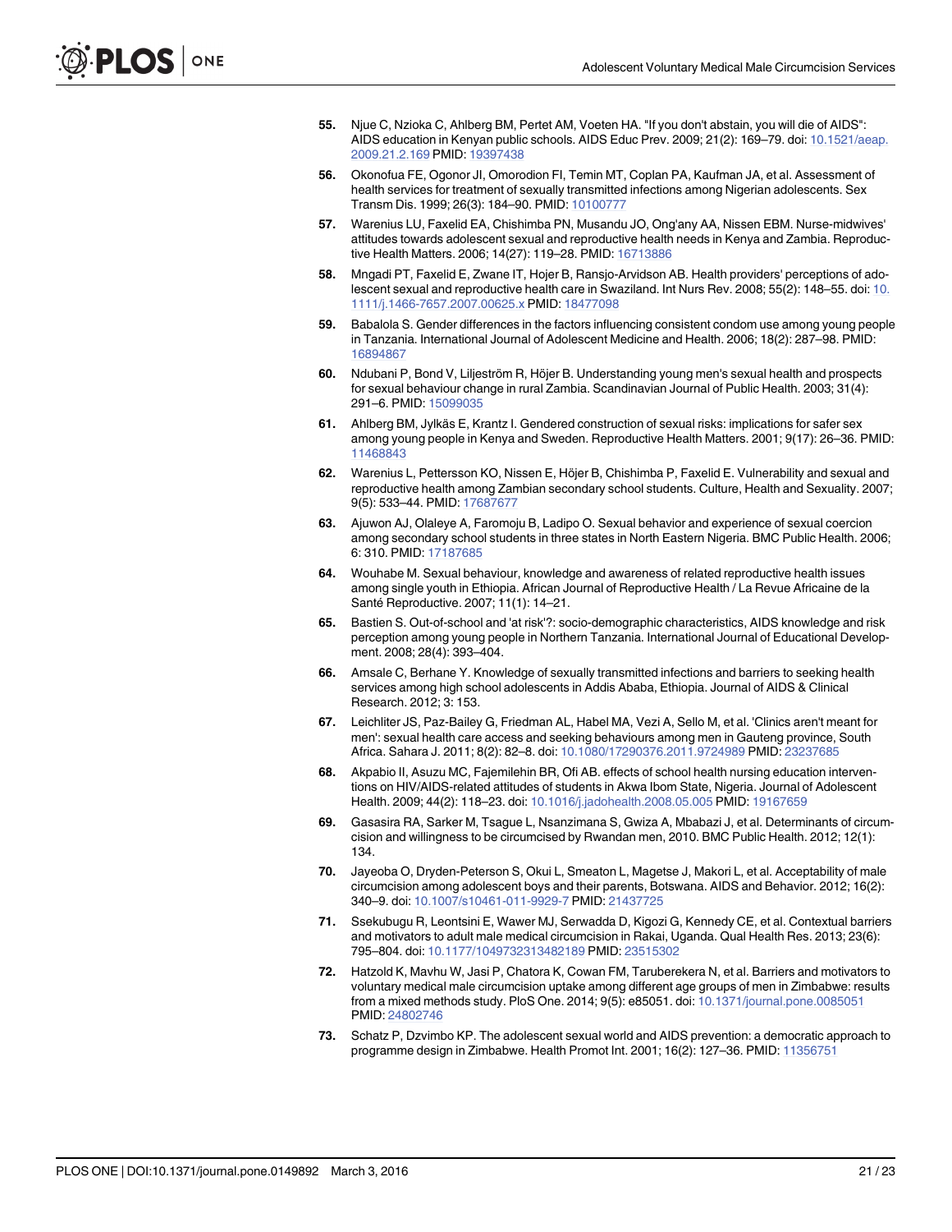55. Njue C, Nzioka C, Ahlberg BM, Pertet AM, Voeten HA. "If you don't abstain, you will die of AIDS": AIDS education in Kenyan public schools. AIDS Educ Prev. 2009; 21(2): 169–79. doi: 10.1521/aeap.2009.21.2.169 PMID: 19397438

56. Okonofua FE, Ogonor JI, Omorodion FI, Temin MT, Coplan PA, Kaufman JA, et al. Assessment of health services for treatment of sexually transmitted infections among Nigerian adolescents. Sex Transm Dis. 1999; 26(3): 184–90. PMID: 10100777

57. Warenius LU, Faxelid EA, Chishimba PN, Musandu JO, Ong'any AA, Nissen EBM. Nurse-midwives' attitudes towards adolescent sexual and reproductive health needs in Kenya and Zambia. Reproductive Health Matters. 2006; 14(27): 119–28. PMID: 16713886

58. Mngadi PT, Faxelid E, Zwane IT, Hojer B, Ransjo-Arvidson AB. Health providers' perceptions of adolescent sexual and reproductive health care in Swaziland. Int Nurs Rev. 2008; 55(2): 148–55. doi: 10.1111/j.1466-7657.2007.00625.x PMID: 18477098

59. Babalola S. Gender differences in the factors influencing consistent condom use among young people in Tanzania. International Journal of Adolescent Medicine and Health. 2006; 18(2): 287–98. PMID: 16894867

60. Ndubani P, Bond V, Liljeström R, Höjer B. Understanding young men's sexual health and prospects for sexual behaviour change in rural Zambia. Scandinavian Journal of Public Health. 2003; 31(4): 291–6. PMID: 15099035

61. Ahlberg BM, Jylkäs E, Krantz I. Gendered construction of sexual risks: implications for safer sex among young people in Kenya and Sweden. Reproductive Health Matters. 2001; 9(17): 26–36. PMID: 11468843

62. Warenius L, Pettersson KO, Nissen E, Höjer B, Chishimba P, Faxelid E. Vulnerability and sexual and reproductive health among Zambian secondary school students. Culture, Health and Sexuality. 2007; 9(5): 533–44. PMID: 17687677

63. Ajuwon AJ, Olaleye A, Faromoju B, Ladipo O. Sexual behavior and experience of sexual coercion among secondary school students in three states in North Eastern Nigeria. BMC Public Health. 2006; 6: 310. PMID: 17187685

64. Wouhabe M. Sexual behaviour, knowledge and awareness of related reproductive health issues among single youth in Ethiopia. African Journal of Reproductive Health / La Revue Africaine de la Santé Reproductive. 2007; 11(1): 14–21.

65. Bastien S. Out-of-school and 'at risk'?: socio-demographic characteristics, AIDS knowledge and risk perception among young people in Northern Tanzania. International Journal of Educational Development. 2008; 28(4): 393–404.

66. Amsale C, Berhane Y. Knowledge of sexually transmitted infections and barriers to seeking health services among high school adolescents in Addis Ababa, Ethiopia. Journal of AIDS & Clinical Research. 2012; 3: 153.

67. Leichliter JS, Paz-Bailey G, Friedman AL, Habel MA, Vezi A, Sello M, et al. 'Clinics aren't meant for men': sexual health care access and seeking behaviours among men in Gauteng province, South Africa. Sahara J. 2011; 8(2): 82–8. doi: 10.1080/17290376.2011.9724989 PMID: 23237685

68. Akpabio II, Asuzu MC, Fajemilehin BR, Ofi AB. effects of school health nursing education interventions on HIV/AIDS-related attitudes of students in Akwa Ibom State, Nigeria. Journal of Adolescent Health. 2009; 44(2): 118–23. doi: 10.1016/j.jadohealth.2008.05.005 PMID: 19167659

69. Gasasira RA, Sarker M, Tsague L, Nsanzimana S, Gwiza A, Mbabazi J, et al. Determinants of circumcision and willingness to be circumcised by Rwandan men, 2010. BMC Public Health. 2012; 12(1): 134.

70. Jayeoba O, Dryden-Peterson S, Okui L, Smeaton L, Magetse J, Makori L, et al. Acceptability of male circumcision among adolescent boys and their parents, Botswana. AIDS and Behavior. 2012; 16(2): 340–9. doi: 10.1007/s10461-011-9929-7 PMID: 21437725

71. Ssekubugu R, Leontsini E, Wawer MJ, Serwadda D, Kigozi G, Kennedy CE, et al. Contextual barriers and motivators to adult male medical circumcision in Rakai, Uganda. Qual Health Res. 2013; 23(6): 795–804. doi: 10.1177/1049732313482189 PMID: 23515302

72. Hatzold K, Mavhu W, Jasi P, Chatora K, Cowan FM, Taruberekera N, et al. Barriers and motivators to voluntary medical male circumcision uptake among different age groups of men in Zimbabwe: results from a mixed methods study. PloS One. 2014; 9(5): e85051. doi: 10.1371/journal.pone.0085051 PMID: 24802746

73. Schatz P, Dzvimbo KP. The adolescent sexual world and AIDS prevention: a democratic approach to programme design in Zimbabwe. Health Promot Int. 2001; 16(2): 127–36. PMID: 11356751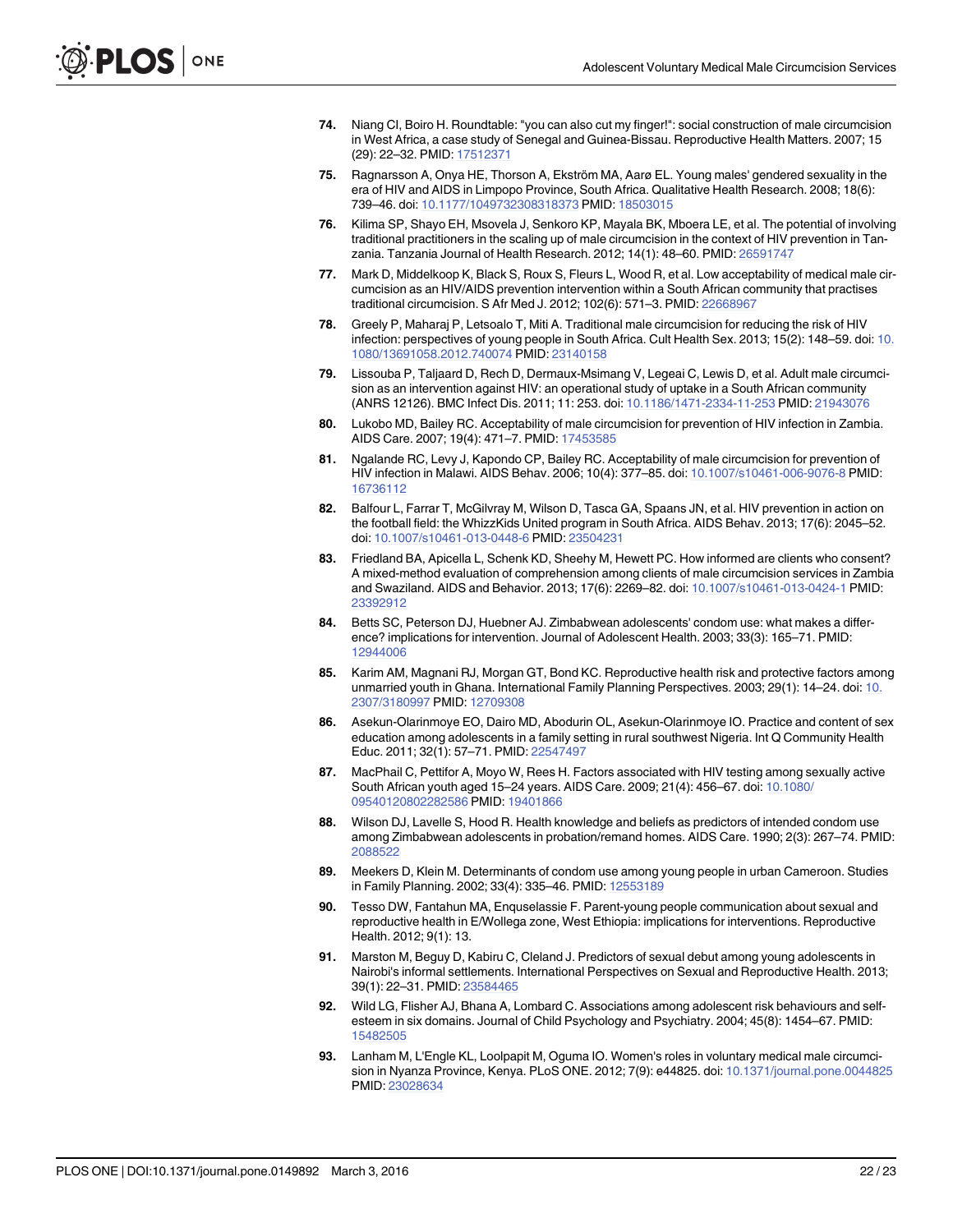74. Niang CI, Boiro H. Roundtable: "you can also cut my finger!": social construction of male circumcision in West Africa, a case study of Senegal and Guinea-Bissau. Reproductive Health Matters. 2007; 15 (29): 22–32. PMID: 17512371

75. Ragnarsson A, Onya HE, Thorson A, Ekström MA, Aarø EL. Young males' gendered sexuality in the era of HIV and AIDS in Limpopo Province, South Africa. Qualitative Health Research. 2008; 18(6): 739–46. doi: 10.1177/1049732308318373 PMID: 18503015

76. Kilima SP, Shayo EH, Msovela J, Senkoro KP, Mayala BK, Mboera LE, et al. The potential of involving traditional practitioners in the scaling up of male circumcision in the context of HIV prevention in Tanzania. Tanzania Journal of Health Research. 2012; 14(1): 48–60. PMID: 26591747

77. Mark D, Middelkoop K, Black S, Roux S, Fleurs L, Wood R, et al. Low acceptability of medical male circumcision as an HIV/AIDS prevention intervention within a South African community that practises traditional circumcision. S Afr Med J. 2012; 102(6): 571–3. PMID: 22668967

78. Greely P, Maharaj P, Letsoalo T, Miti A. Traditional male circumcision for reducing the risk of HIV infection: perspectives of young people in South Africa. Cult Health Sex. 2013; 15(2): 148–59. doi: 10.1080/13691058.2012.740074 PMID: 23140158

79. Lissouba P, Taljaard D, Rech D, Dermaux-Msimang V, Legeai C, Lewis D, et al. Adult male circumcision as an intervention against HIV: an operational study of uptake in a South African community (ANRS 12126). BMC Infect Dis. 2011; 11: 253. doi: 10.1186/1471-2334-11-253 PMID: 21943076

80. Lukobo MD, Bailey RC. Acceptability of male circumcision for prevention of HIV infection in Zambia. AIDS Care. 2007; 19(4): 471–7. PMID: 17453585

81. Ngalande RC, Levy J, Kapondo CP, Bailey RC. Acceptability of male circumcision for prevention of HIV infection in Malawi. AIDS Behav. 2006; 10(4): 377–85. doi: 10.1007/s10461-006-9076-8 PMID: 16736112

82. Balfour L, Farrar T, McGilvray M, Wilson D, Tasca GA, Spaans JN, et al. HIV prevention in action on the football field: the WhizzKids United program in South Africa. AIDS Behav. 2013; 17(6): 2045–52. doi: 10.1007/s10461-013-0448-6 PMID: 23504231

83. Friedland BA, Apicella L, Schenk KD, Sheehy M, Hewett PC. How informed are clients who consent? A mixed-method evaluation of comprehension among clients of male circumcision services in Zambia and Swaziland. AIDS and Behavior. 2013; 17(6): 2269–82. doi: 10.1007/s10461-013-0424-1 PMID: 23392912

84. Betts SC, Peterson DJ, Huebner AJ. Zimbabwean adolescents' condom use: what makes a difference? implications for intervention. Journal of Adolescent Health. 2003; 33(3): 165–71. PMID: 12944006

85. Karim AM, Magnani RJ, Morgan GT, Bond KC. Reproductive health risk and protective factors among unmarried youth in Ghana. International Family Planning Perspectives. 2003; 29(1): 14–24. doi: 10.2307/3180997 PMID: 12709308

86. Asekun-Olarinmoye EO, Dairo MD, Abodurin OL, Asekun-Olarinmoye IO. Practice and content of sex education among adolescents in a family setting in rural southwest Nigeria. Int Q Community Health Educ. 2011; 32(1): 57–71. PMID: 22547497

87. MacPhail C, Pettifor A, Moyo W, Rees H. Factors associated with HIV testing among sexually active South African youth aged 15–24 years. AIDS Care. 2009; 21(4): 456–67. doi: 10.1080/09540120802282586 PMID: 19401866

88. Wilson DJ, Lavelle S, Hood R. Health knowledge and beliefs as predictors of intended condom use among Zimbabwean adolescents in probation/remand homes. AIDS Care. 1990; 2(3): 267–74. PMID: 2088522

89. Meekers D, Klein M. Determinants of condom use among young people in urban Cameroon. Studies in Family Planning. 2002; 33(4): 335–46. PMID: 12553189

90. Tesso DW, Fantahun MA, Enquselassie F. Parent-young people communication about sexual and reproductive health in E/Wollega zone, West Ethiopia: implications for interventions. Reproductive Health. 2012; 9(1): 13.

91. Marston M, Beguy D, Kabiru C, Cleland J. Predictors of sexual debut among young adolescents in Nairobi's informal settlements. International Perspectives on Sexual and Reproductive Health. 2013; 39(1): 22–31. PMID: 23584465

92. Wild LG, Flisher AJ, Bhana A, Lombard C. Associations among adolescent risk behaviours and self-esteem in six domains. Journal of Child Psychology and Psychiatry. 2004; 45(8): 1454–67. PMID: 15482505

93. Lanham M, L'Engle KL, Loolpapit M, Oguma IO. Women's roles in voluntary medical male circumcision in Nyanza Province, Kenya. PLoS ONE. 2012; 7(9): e44825. doi: 10.1371/journal.pone.0044825 PMID: 23028634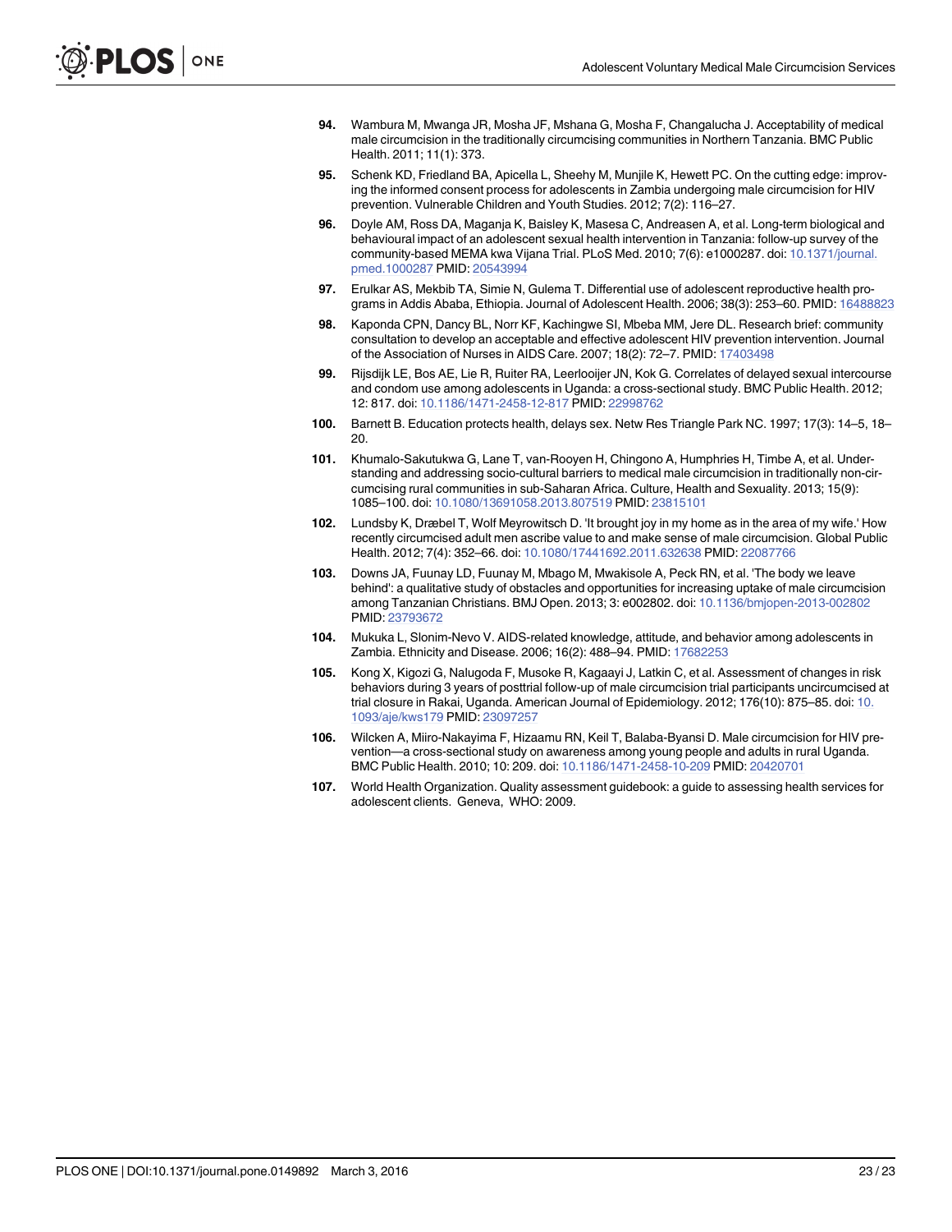94. Wambura M, Mwanga JR, Mosha JF, Mshana G, Mosha F, Changalucha J. Acceptability of medical male circumcision in the traditionally circumcising communities in Northern Tanzania. BMC Public Health. 2011; 11(1): 373.
95. Schenk KD, Friedland BA, Apicella L, Sheehy M, Munjile K, Hewett PC. On the cutting edge: improving the informed consent process for adolescents in Zambia undergoing male circumcision for HIV prevention. Vulnerable Children and Youth Studies. 2012; 7(2): 116–27.
96. Doyle AM, Ross DA, Maganja K, Baisley K, Masesa C, Andreasen A, et al. Long-term biological and behavioural impact of an adolescent sexual health intervention in Tanzania: follow-up survey of the community-based MEMA kwa Vijana Trial. PLoS Med. 2010; 7(6): e1000287. doi: 10.1371/journal.pmed.1000287 PMID: 20543994
97. Erulkar AS, Mekbib TA, Simie N, Gulema T. Differential use of adolescent reproductive health programs in Addis Ababa, Ethiopia. Journal of Adolescent Health. 2006; 38(3): 253–60. PMID: 16488823
98. Kaponda CPN, Dancy BL, Norr KF, Kachingwe SI, Mbeba MM, Jere DL. Research brief: community consultation to develop an acceptable and effective adolescent HIV prevention intervention. Journal of the Association of Nurses in AIDS Care. 2007; 18(2): 72–7. PMID: 17403498
99. Rijsdijk LE, Bos AE, Lie R, Ruiter RA, Leerlooijer JN, Kok G. Correlates of delayed sexual intercourse and condom use among adolescents in Uganda: a cross-sectional study. BMC Public Health. 2012; 12: 817. doi: 10.1186/1471-2458-12-817 PMID: 22998762
100. Barnett B. Education protects health, delays sex. Netw Res Triangle Park NC. 1997; 17(3): 14–5, 18–20.
101. Khumalo-Sakutukwa G, Lane T, van-Rooyen H, Chingono A, Humphries H, Timbe A, et al. Understanding and addressing socio-cultural barriers to medical male circumcision in traditionally non-circumcising rural communities in sub-Saharan Africa. Culture, Health and Sexuality. 2013; 15(9): 1085–100. doi: 10.1080/13691058.2013.807519 PMID: 23815101
102. Lundsby K, Dræbel T, Wolf Meyrowitsch D. 'It brought joy in my home as in the area of my wife.' How recently circumcised adult men ascribe value to and make sense of male circumcision. Global Public Health. 2012; 7(4): 352–66. doi: 10.1080/17441692.2011.632638 PMID: 22087766
103. Downs JA, Fuunay LD, Fuunay M, Mbago M, Mwakisole A, Peck RN, et al. 'The body we leave behind': a qualitative study of obstacles and opportunities for increasing uptake of male circumcision among Tanzanian Christians. BMJ Open. 2013; 3: e002802. doi: 10.1136/bmjopen-2013-002802 PMID: 23793672
104. Mukuka L, Slonim-Nevo V. AIDS-related knowledge, attitude, and behavior among adolescents in Zambia. Ethnicity and Disease. 2006; 16(2): 488–94. PMID: 17682253
105. Kong X, Kigozi G, Nalugoda F, Musoke R, Kagaayi J, Latkin C, et al. Assessment of changes in risk behaviors during 3 years of posttrial follow-up of male circumcision trial participants uncircumcised at trial closure in Rakai, Uganda. American Journal of Epidemiology. 2012; 176(10): 875–85. doi: 10.1093/aje/kws179 PMID: 23097257
106. Wilcken A, Miiro-Nakayima F, Hizaamu RN, Keil T, Balaba-Byansi D. Male circumcision for HIV prevention—a cross-sectional study on awareness among young people and adults in rural Uganda. BMC Public Health. 2010; 10: 209. doi: 10.1186/1471-2458-10-209 PMID: 20420701
107. World Health Organization. Quality assessment guidebook: a guide to assessing health services for adolescent clients. Geneva, WHO: 2009.